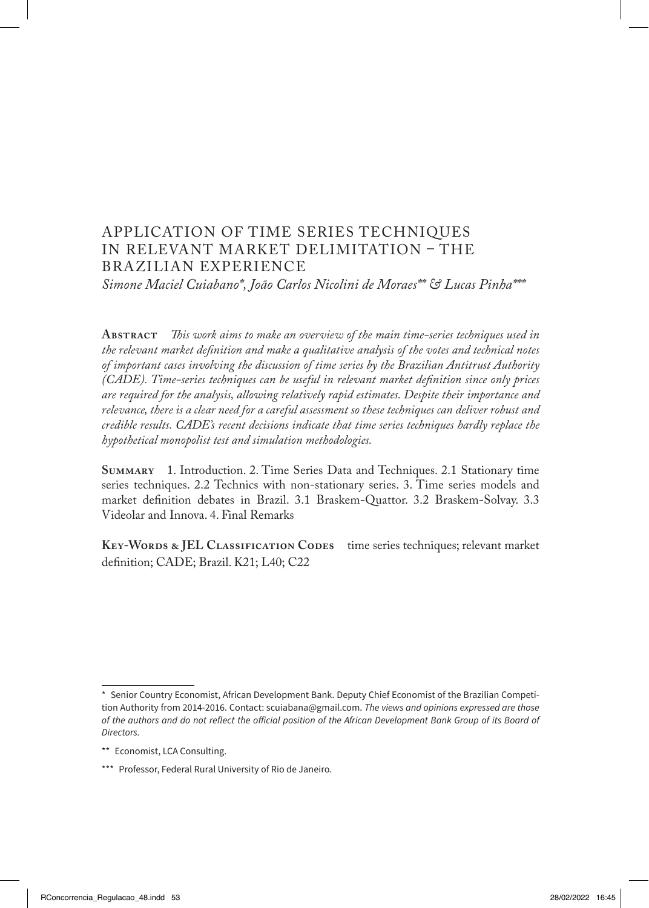# APPLICATION OF TIME SERIES TECHNIQUES IN RELEVANT MARKET DELIMITATION – THE BRAZILIAN EXPERIENCE

*Simone Maciel Cuiabano\*, João Carlos Nicolini de Moraes\*\* & Lucas Pinha\*\*\**

**Abstract** *This work aims to make an overview of the main time-series techniques used in the relevant market definition and make a qualitative analysis of the votes and technical notes of important cases involving the discussion of time series by the Brazilian Antitrust Authority (CADE). Time-series techniques can be useful in relevant market definition since only prices are required for the analysis, allowing relatively rapid estimates. Despite their importance and relevance, there is a clear need for a careful assessment so these techniques can deliver robust and credible results. CADE's recent decisions indicate that time series techniques hardly replace the hypothetical monopolist test and simulation methodologies.*

**Summary** 1. Introduction. 2. Time Series Data and Techniques. 2.1 Stationary time series techniques. 2.2 Technics with non-stationary series. 3. Time series models and market definition debates in Brazil. 3.1 Braskem-Quattor. 3.2 Braskem-Solvay. 3.3 Videolar and Innova. 4. Final Remarks

**Key-Words & JEL Classification Codes** time series techniques; relevant market definition; CADE; Brazil. K21; L40; C22

---

\* Senior Country Economist, African Development Bank. Deputy Chief Economist of the Brazilian Competition Authority from 2014-2016. Contact: scuiabana@gmail.com. *The views and opinions expressed are those of the authors and do not reflect the official position of the African Development Bank Group of its Board of Directors.*

\*\* Economist, LCA Consulting.

\*\*\* Professor, Federal Rural University of Rio de Janeiro.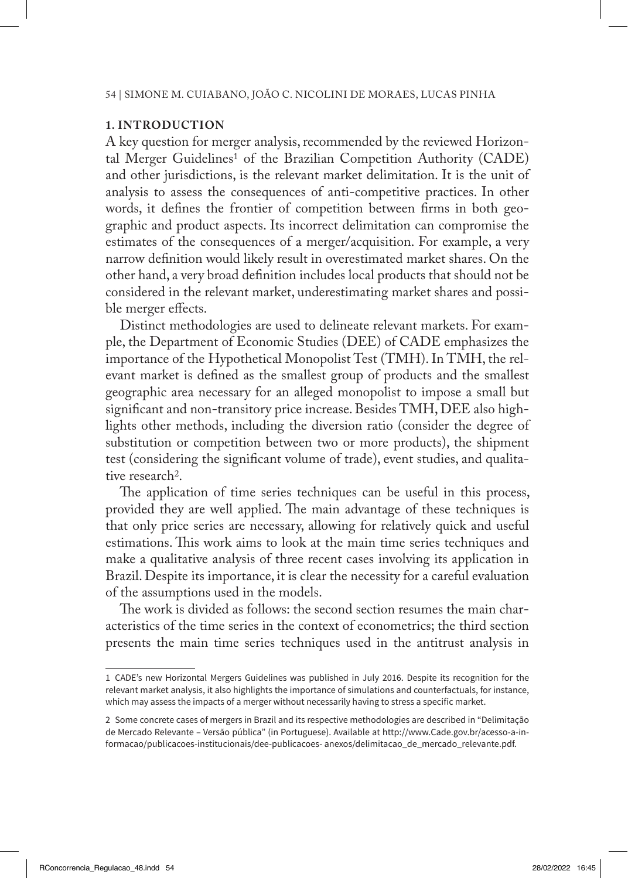## 1. INTRODUCTION

A key question for merger analysis, recommended by the reviewed Horizontal Merger Guidelines[1] of the Brazilian Competition Authority (CADE) and other jurisdictions, is the relevant market delimitation. It is the unit of analysis to assess the consequences of anti-competitive practices. In other words, it defines the frontier of competition between firms in both geographic and product aspects. Its incorrect delimitation can compromise the estimates of the consequences of a merger/acquisition. For example, a very narrow definition would likely result in overestimated market shares. On the other hand, a very broad definition includes local products that should not be considered in the relevant market, underestimating market shares and possible merger effects.

Distinct methodologies are used to delineate relevant markets. For example, the Department of Economic Studies (DEE) of CADE emphasizes the importance of the Hypothetical Monopolist Test (TMH). In TMH, the relevant market is defined as the smallest group of products and the smallest geographic area necessary for an alleged monopolist to impose a small but significant and non-transitory price increase. Besides TMH, DEE also highlights other methods, including the diversion ratio (consider the degree of substitution or competition between two or more products), the shipment test (considering the significant volume of trade), event studies, and qualitative research[2].

The application of time series techniques can be useful in this process, provided they are well applied. The main advantage of these techniques is that only price series are necessary, allowing for relatively quick and useful estimations. This work aims to look at the main time series techniques and make a qualitative analysis of three recent cases involving its application in Brazil. Despite its importance, it is clear the necessity for a careful evaluation of the assumptions used in the models.

The work is divided as follows: the second section resumes the main characteristics of the time series in the context of econometrics; the third section presents the main time series techniques used in the antitrust analysis in

---

1 CADE's new Horizontal Mergers Guidelines was published in July 2016. Despite its recognition for the relevant market analysis, it also highlights the importance of simulations and counterfactuals, for instance, which may assess the impacts of a merger without necessarily having to stress a specific market.

2 Some concrete cases of mergers in Brazil and its respective methodologies are described in "Delimitação de Mercado Relevante – Versão pública" (in Portuguese). Available at http://www.Cade.gov.br/acesso-a-informacao/publicacoes-institucionais/dee-publicacoes- anexos/delimitacao_de_mercado_relevante.pdf.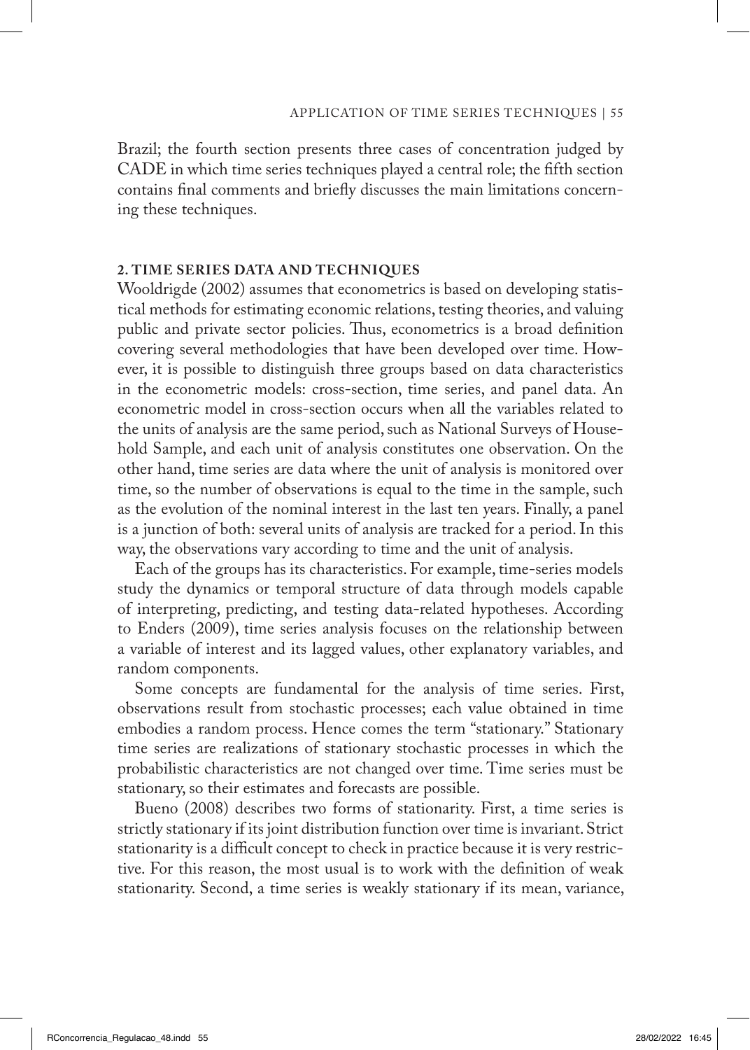Brazil; the fourth section presents three cases of concentration judged by CADE in which time series techniques played a central role; the fifth section contains final comments and briefly discusses the main limitations concerning these techniques.

## 2. TIME SERIES DATA AND TECHNIQUES

Wooldrigde (2002) assumes that econometrics is based on developing statistical methods for estimating economic relations, testing theories, and valuing public and private sector policies. Thus, econometrics is a broad definition covering several methodologies that have been developed over time. However, it is possible to distinguish three groups based on data characteristics in the econometric models: cross-section, time series, and panel data. An econometric model in cross-section occurs when all the variables related to the units of analysis are the same period, such as National Surveys of Household Sample, and each unit of analysis constitutes one observation. On the other hand, time series are data where the unit of analysis is monitored over time, so the number of observations is equal to the time in the sample, such as the evolution of the nominal interest in the last ten years. Finally, a panel is a junction of both: several units of analysis are tracked for a period. In this way, the observations vary according to time and the unit of analysis.

Each of the groups has its characteristics. For example, time-series models study the dynamics or temporal structure of data through models capable of interpreting, predicting, and testing data-related hypotheses. According to Enders (2009), time series analysis focuses on the relationship between a variable of interest and its lagged values, other explanatory variables, and random components.

Some concepts are fundamental for the analysis of time series. First, observations result from stochastic processes; each value obtained in time embodies a random process. Hence comes the term "stationary." Stationary time series are realizations of stationary stochastic processes in which the probabilistic characteristics are not changed over time. Time series must be stationary, so their estimates and forecasts are possible.

Bueno (2008) describes two forms of stationarity. First, a time series is strictly stationary if its joint distribution function over time is invariant. Strict stationarity is a difficult concept to check in practice because it is very restrictive. For this reason, the most usual is to work with the definition of weak stationarity. Second, a time series is weakly stationary if its mean, variance,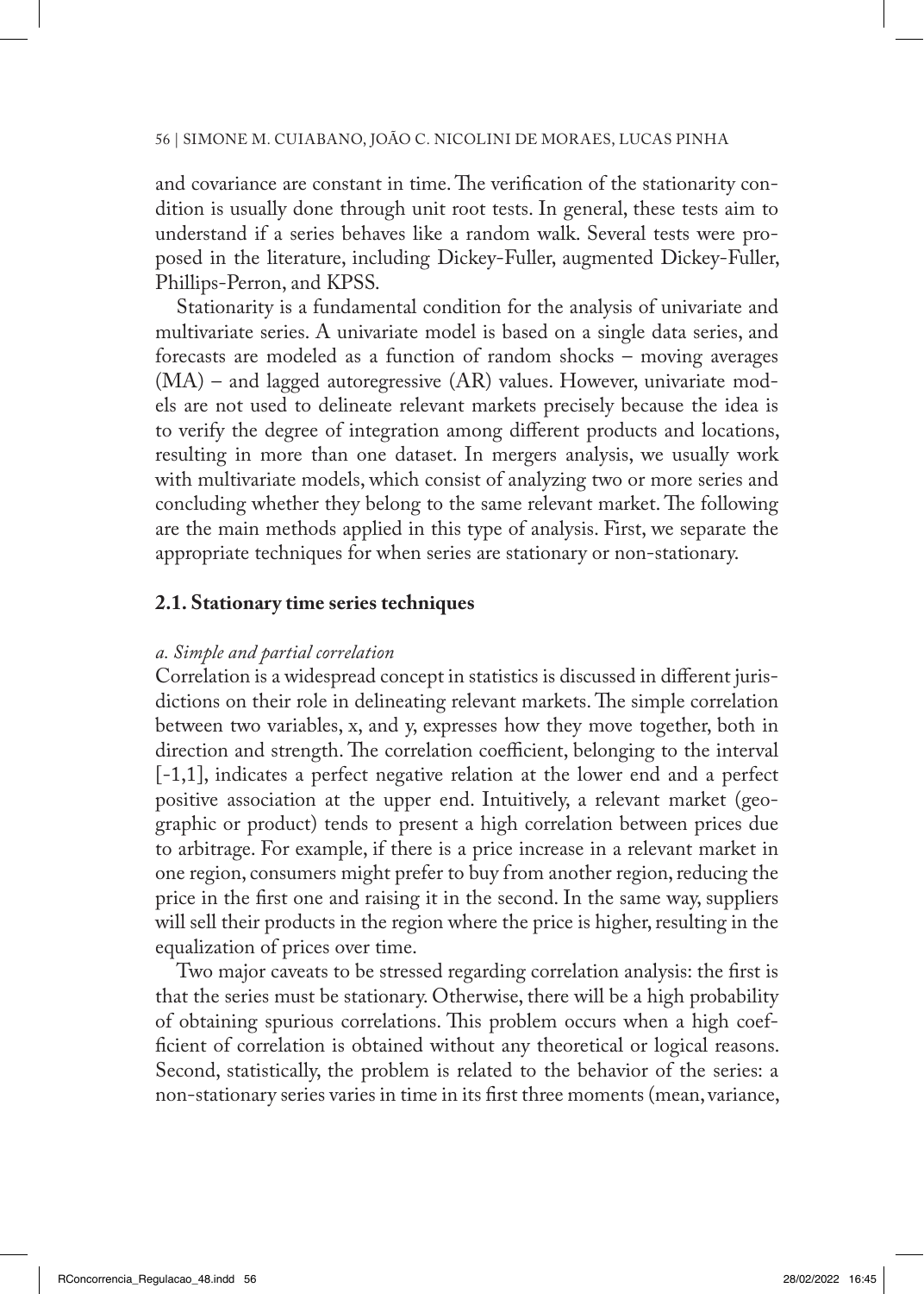and covariance are constant in time. The verification of the stationarity condition is usually done through unit root tests. In general, these tests aim to understand if a series behaves like a random walk. Several tests were proposed in the literature, including Dickey-Fuller, augmented Dickey-Fuller, Phillips-Perron, and KPSS.

Stationarity is a fundamental condition for the analysis of univariate and multivariate series. A univariate model is based on a single data series, and forecasts are modeled as a function of random shocks – moving averages (MA) – and lagged autoregressive (AR) values. However, univariate models are not used to delineate relevant markets precisely because the idea is to verify the degree of integration among different products and locations, resulting in more than one dataset. In mergers analysis, we usually work with multivariate models, which consist of analyzing two or more series and concluding whether they belong to the same relevant market. The following are the main methods applied in this type of analysis. First, we separate the appropriate techniques for when series are stationary or non-stationary.

### 2.1. Stationary time series techniques

*a. Simple and partial correlation*

Correlation is a widespread concept in statistics is discussed in different jurisdictions on their role in delineating relevant markets. The simple correlation between two variables, x, and y, expresses how they move together, both in direction and strength. The correlation coefficient, belonging to the interval [-1,1], indicates a perfect negative relation at the lower end and a perfect positive association at the upper end. Intuitively, a relevant market (geographic or product) tends to present a high correlation between prices due to arbitrage. For example, if there is a price increase in a relevant market in one region, consumers might prefer to buy from another region, reducing the price in the first one and raising it in the second. In the same way, suppliers will sell their products in the region where the price is higher, resulting in the equalization of prices over time.

Two major caveats to be stressed regarding correlation analysis: the first is that the series must be stationary. Otherwise, there will be a high probability of obtaining spurious correlations. This problem occurs when a high coefficient of correlation is obtained without any theoretical or logical reasons. Second, statistically, the problem is related to the behavior of the series: a non-stationary series varies in time in its first three moments (mean, variance,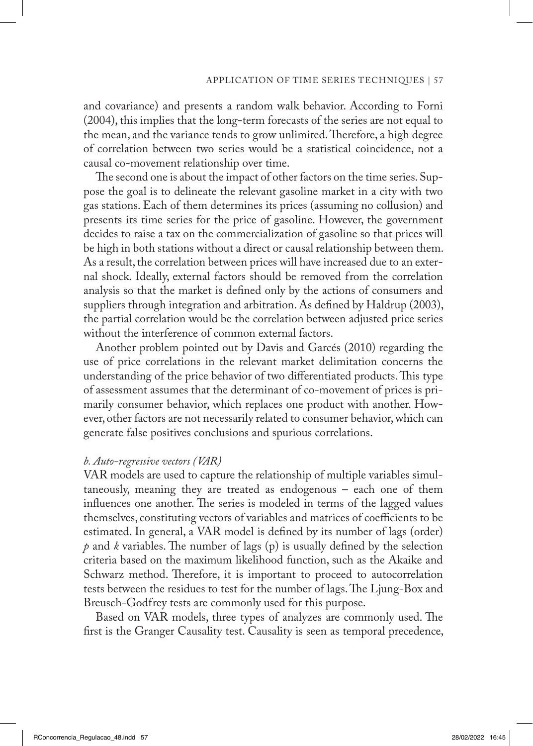and covariance) and presents a random walk behavior. According to Forni (2004), this implies that the long-term forecasts of the series are not equal to the mean, and the variance tends to grow unlimited. Therefore, a high degree of correlation between two series would be a statistical coincidence, not a causal co-movement relationship over time.

The second one is about the impact of other factors on the time series. Suppose the goal is to delineate the relevant gasoline market in a city with two gas stations. Each of them determines its prices (assuming no collusion) and presents its time series for the price of gasoline. However, the government decides to raise a tax on the commercialization of gasoline so that prices will be high in both stations without a direct or causal relationship between them. As a result, the correlation between prices will have increased due to an external shock. Ideally, external factors should be removed from the correlation analysis so that the market is defined only by the actions of consumers and suppliers through integration and arbitration. As defined by Haldrup (2003), the partial correlation would be the correlation between adjusted price series without the interference of common external factors.

Another problem pointed out by Davis and Garcés (2010) regarding the use of price correlations in the relevant market delimitation concerns the understanding of the price behavior of two differentiated products. This type of assessment assumes that the determinant of co-movement of prices is primarily consumer behavior, which replaces one product with another. However, other factors are not necessarily related to consumer behavior, which can generate false positives conclusions and spurious correlations.

### *b. Auto-regressive vectors (VAR)*

VAR models are used to capture the relationship of multiple variables simultaneously, meaning they are treated as endogenous – each one of them influences one another. The series is modeled in terms of the lagged values themselves, constituting vectors of variables and matrices of coefficients to be estimated. In general, a VAR model is defined by its number of lags (order) $p$ and $k$ variables. The number of lags (p) is usually defined by the selection criteria based on the maximum likelihood function, such as the Akaike and Schwarz method. Therefore, it is important to proceed to autocorrelation tests between the residues to test for the number of lags. The Ljung-Box and Breusch-Godfrey tests are commonly used for this purpose.

Based on VAR models, three types of analyzes are commonly used. The first is the Granger Causality test. Causality is seen as temporal precedence,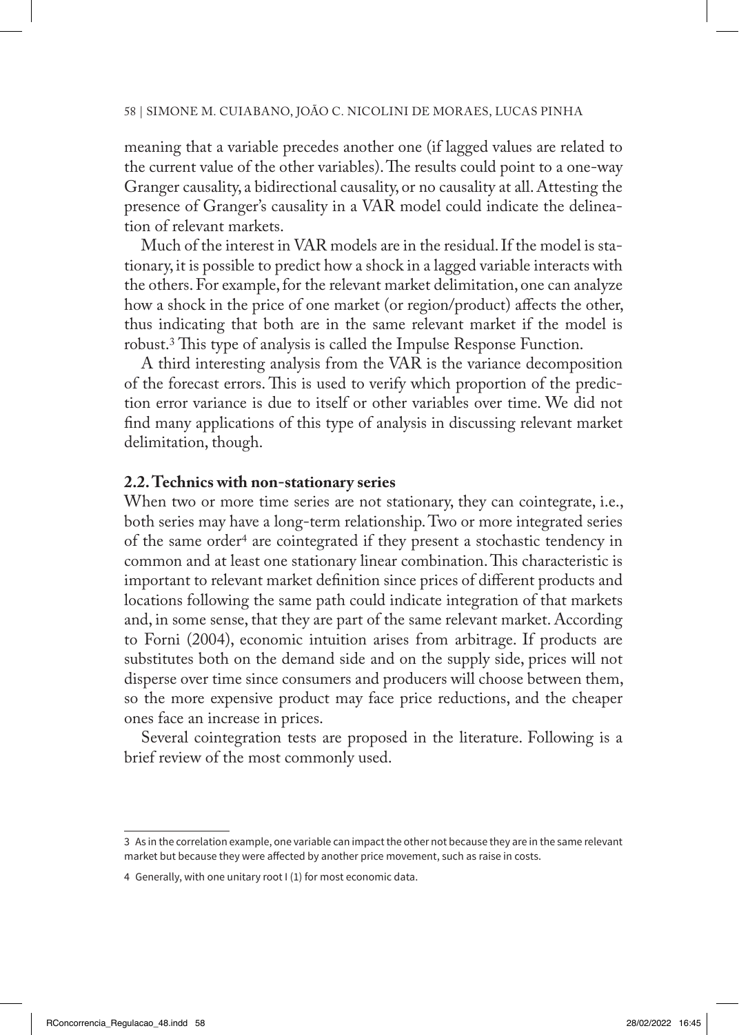meaning that a variable precedes another one (if lagged values are related to the current value of the other variables). The results could point to a one-way Granger causality, a bidirectional causality, or no causality at all. Attesting the presence of Granger's causality in a VAR model could indicate the delineation of relevant markets.

Much of the interest in VAR models are in the residual. If the model is stationary, it is possible to predict how a shock in a lagged variable interacts with the others. For example, for the relevant market delimitation, one can analyze how a shock in the price of one market (or region/product) affects the other, thus indicating that both are in the same relevant market if the model is robust.[3] This type of analysis is called the Impulse Response Function.

A third interesting analysis from the VAR is the variance decomposition of the forecast errors. This is used to verify which proportion of the prediction error variance is due to itself or other variables over time. We did not find many applications of this type of analysis in discussing relevant market delimitation, though.

### 2.2. Technics with non-stationary series

When two or more time series are not stationary, they can cointegrate, i.e., both series may have a long-term relationship. Two or more integrated series of the same order[4] are cointegrated if they present a stochastic tendency in common and at least one stationary linear combination. This characteristic is important to relevant market definition since prices of different products and locations following the same path could indicate integration of that markets and, in some sense, that they are part of the same relevant market. According to Forni (2004), economic intuition arises from arbitrage. If products are substitutes both on the demand side and on the supply side, prices will not disperse over time since consumers and producers will choose between them, so the more expensive product may face price reductions, and the cheaper ones face an increase in prices.

Several cointegration tests are proposed in the literature. Following is a brief review of the most commonly used.

---

3 As in the correlation example, one variable can impact the other not because they are in the same relevant market but because they were affected by another price movement, such as raise in costs.

4 Generally, with one unitary root I (1) for most economic data.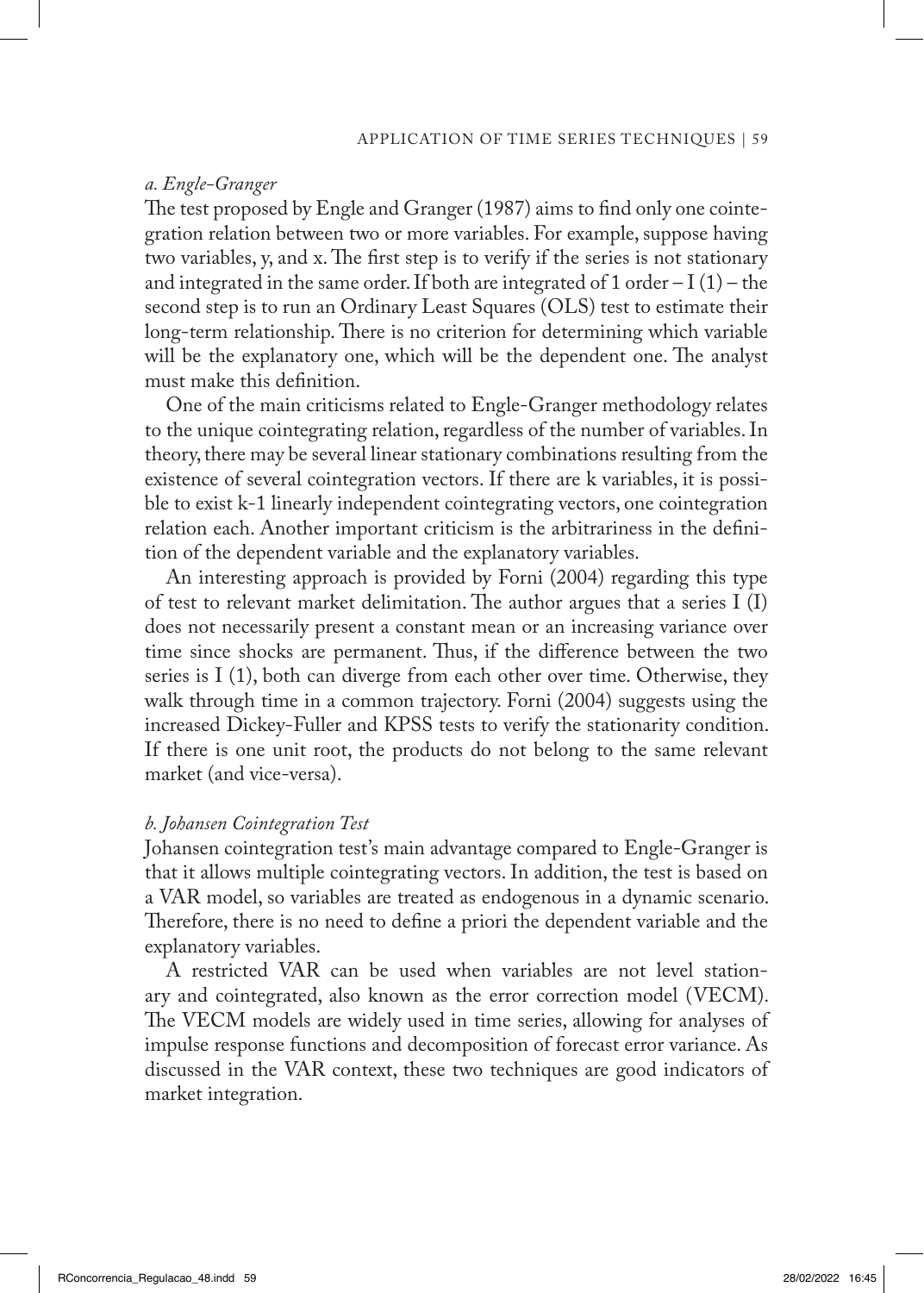*a. Engle-Granger*

The test proposed by Engle and Granger (1987) aims to find only one cointegration relation between two or more variables. For example, suppose having two variables, y, and x. The first step is to verify if the series is not stationary and integrated in the same order. If both are integrated of 1 order – I (1) – the second step is to run an Ordinary Least Squares (OLS) test to estimate their long-term relationship. There is no criterion for determining which variable will be the explanatory one, which will be the dependent one. The analyst must make this definition.

One of the main criticisms related to Engle-Granger methodology relates to the unique cointegrating relation, regardless of the number of variables. In theory, there may be several linear stationary combinations resulting from the existence of several cointegration vectors. If there are k variables, it is possible to exist k-1 linearly independent cointegrating vectors, one cointegration relation each. Another important criticism is the arbitrariness in the definition of the dependent variable and the explanatory variables.

An interesting approach is provided by Forni (2004) regarding this type of test to relevant market delimitation. The author argues that a series I (I) does not necessarily present a constant mean or an increasing variance over time since shocks are permanent. Thus, if the difference between the two series is I (1), both can diverge from each other over time. Otherwise, they walk through time in a common trajectory. Forni (2004) suggests using the increased Dickey-Fuller and KPSS tests to verify the stationarity condition. If there is one unit root, the products do not belong to the same relevant market (and vice-versa).

*b. Johansen Cointegration Test*

Johansen cointegration test's main advantage compared to Engle-Granger is that it allows multiple cointegrating vectors. In addition, the test is based on a VAR model, so variables are treated as endogenous in a dynamic scenario. Therefore, there is no need to define a priori the dependent variable and the explanatory variables.

A restricted VAR can be used when variables are not level stationary and cointegrated, also known as the error correction model (VECM). The VECM models are widely used in time series, allowing for analyses of impulse response functions and decomposition of forecast error variance. As discussed in the VAR context, these two techniques are good indicators of market integration.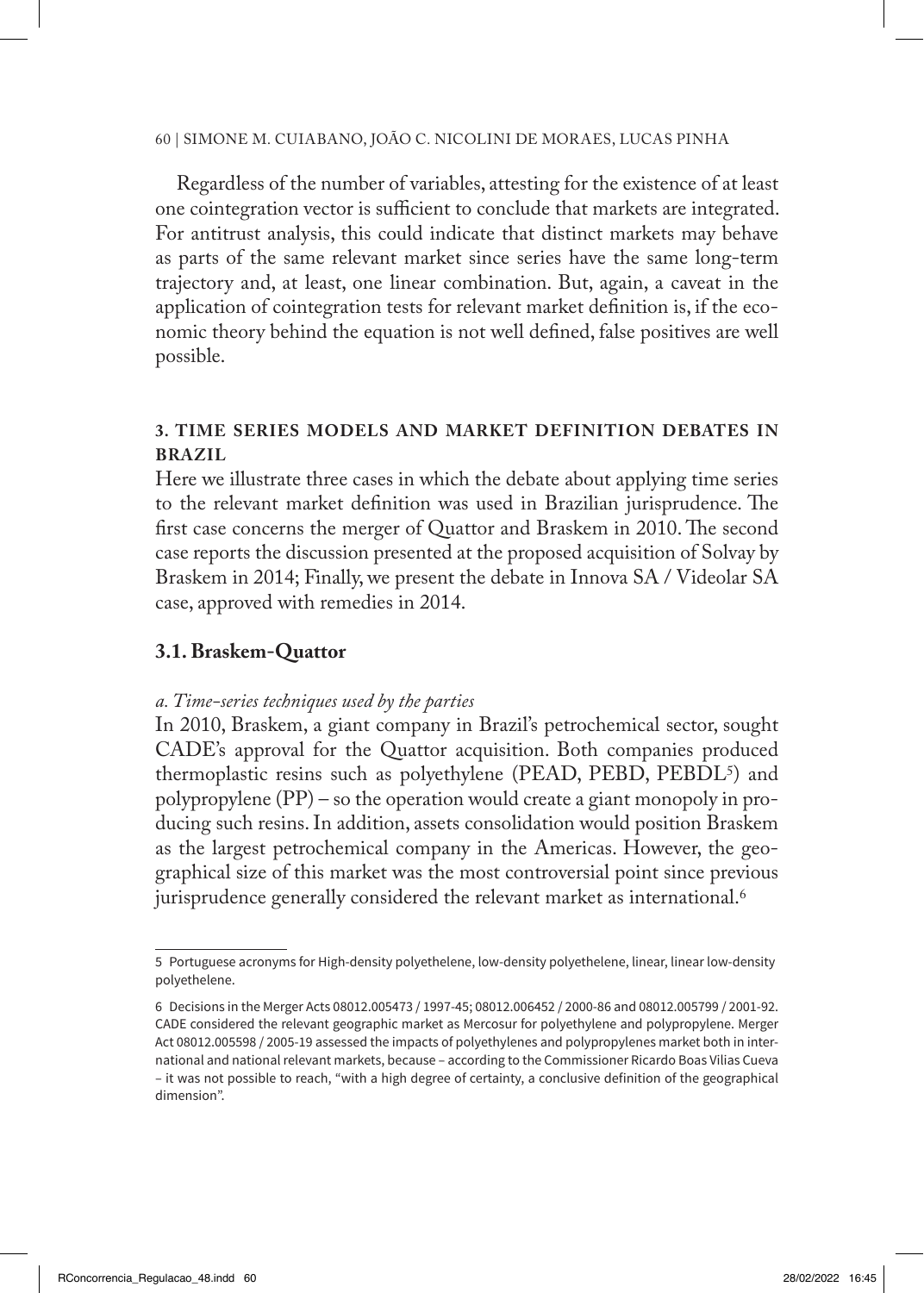Regardless of the number of variables, attesting for the existence of at least one cointegration vector is sufficient to conclude that markets are integrated. For antitrust analysis, this could indicate that distinct markets may behave as parts of the same relevant market since series have the same long-term trajectory and, at least, one linear combination. But, again, a caveat in the application of cointegration tests for relevant market definition is, if the economic theory behind the equation is not well defined, false positives are well possible.

## 3. TIME SERIES MODELS AND MARKET DEFINITION DEBATES IN BRAZIL

Here we illustrate three cases in which the debate about applying time series to the relevant market definition was used in Brazilian jurisprudence. The first case concerns the merger of Quattor and Braskem in 2010. The second case reports the discussion presented at the proposed acquisition of Solvay by Braskem in 2014; Finally, we present the debate in Innova SA / Videolar SA case, approved with remedies in 2014.

### 3.1. Braskem-Quattor

*a. Time-series techniques used by the parties*

In 2010, Braskem, a giant company in Brazil's petrochemical sector, sought CADE's approval for the Quattor acquisition. Both companies produced thermoplastic resins such as polyethylene (PEAD, PEBD, PEBDL[5]) and polypropylene (PP) – so the operation would create a giant monopoly in producing such resins. In addition, assets consolidation would position Braskem as the largest petrochemical company in the Americas. However, the geographical size of this market was the most controversial point since previous jurisprudence generally considered the relevant market as international.[6]

---

5 Portuguese acronyms for High-density polyethelene, low-density polyethelene, linear, linear low-density polyethelene.

6 Decisions in the Merger Acts 08012.005473 / 1997-45; 08012.006452 / 2000-86 and 08012.005799 / 2001-92. CADE considered the relevant geographic market as Mercosur for polyethylene and polypropylene. Merger Act 08012.005598 / 2005-19 assessed the impacts of polyethylenes and polypropylenes market both in international and national relevant markets, because – according to the Commissioner Ricardo Boas Vilias Cueva – it was not possible to reach, "with a high degree of certainty, a conclusive definition of the geographical dimension".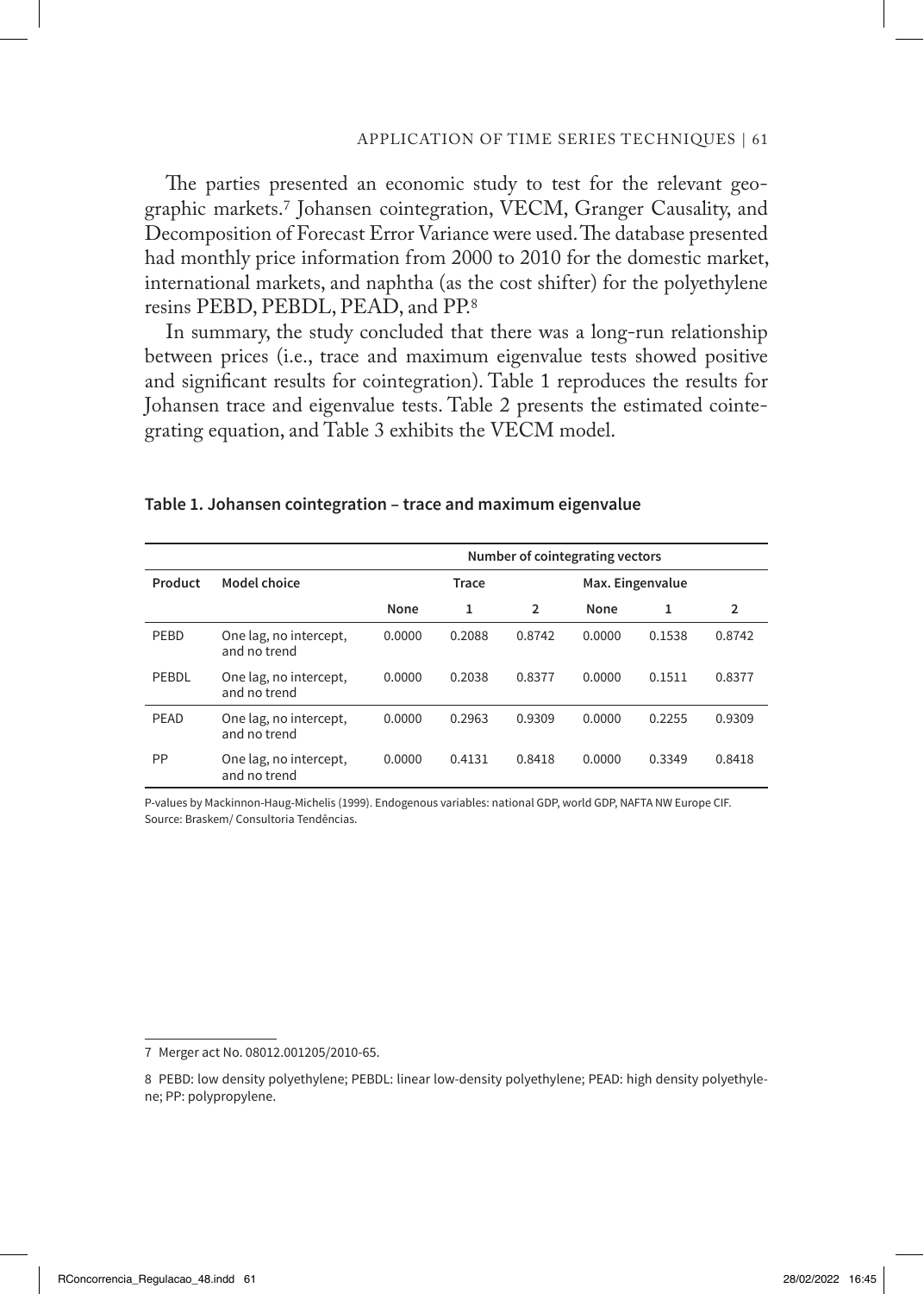The parties presented an economic study to test for the relevant geographic markets.[7] Johansen cointegration, VECM, Granger Causality, and Decomposition of Forecast Error Variance were used. The database presented had monthly price information from 2000 to 2010 for the domestic market, international markets, and naphtha (as the cost shifter) for the polyethylene resins PEBD, PEBDL, PEAD, and PP.[8]

In summary, the study concluded that there was a long-run relationship between prices (i.e., trace and maximum eigenvalue tests showed positive and significant results for cointegration). Table 1 reproduces the results for Johansen trace and eigenvalue tests. Table 2 presents the estimated cointegrating equation, and Table 3 exhibits the VECM model.

**Table 1. Johansen cointegration – trace and maximum eigenvalue**

| | | Number of cointegrating vectors | | | | | |
|---|---|---|---|---|---|---|---|
| **Product** | **Model choice** | **Trace** | | | **Max. Eingenvalue** | | |
| | | **None** | **1** | **2** | **None** | **1** | **2** |
| PEBD | One lag, no intercept, and no trend | 0.0000 | 0.2088 | 0.8742 | 0.0000 | 0.1538 | 0.8742 |
| PEBDL | One lag, no intercept, and no trend | 0.0000 | 0.2038 | 0.8377 | 0.0000 | 0.1511 | 0.8377 |
| PEAD | One lag, no intercept, and no trend | 0.0000 | 0.2963 | 0.9309 | 0.0000 | 0.2255 | 0.9309 |
| PP | One lag, no intercept, and no trend | 0.0000 | 0.4131 | 0.8418 | 0.0000 | 0.3349 | 0.8418 |

P-values by Mackinnon-Haug-Michelis (1999). Endogenous variables: national GDP, world GDP, NAFTA NW Europe CIF.
Source: Braskem/ Consultoria Tendências.

---

7 Merger act No. 08012.001205/2010-65.

8 PEBD: low density polyethylene; PEBDL: linear low-density polyethylene; PEAD: high density polyethylene; PP: polypropylene.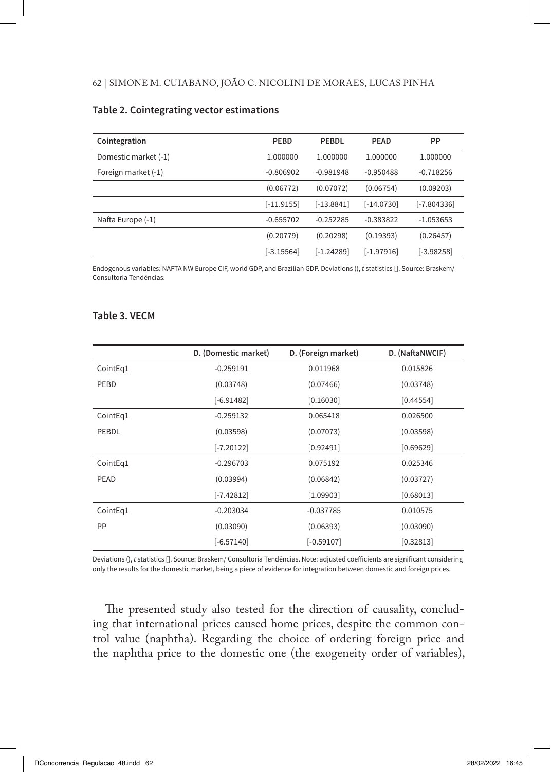**Table 2. Cointegrating vector estimations**

| Cointegration | PEBD | PEBDL | PEAD | PP |
|---|---|---|---|---|
| Domestic market (-1) | 1.000000 | 1.000000 | 1.000000 | 1.000000 |
| Foreign market (-1) | -0.806902 | -0.981948 | -0.950488 | -0.718256 |
| | (0.06772) | (0.07072) | (0.06754) | (0.09203) |
| | [-11.9155] | [-13.8841] | [-14.0730] | [-7.804336] |
| Nafta Europe (-1) | -0.655702 | -0.252285 | -0.383822 | -1.053653 |
| | (0.20779) | (0.20298) | (0.19393) | (0.26457) |
| | [-3.15564] | [-1.24289] | [-1.97916] | [-3.98258] |

Endogenous variables: NAFTA NW Europe CIF, world GDP, and Brazilian GDP. Deviations (), *t* statistics []. Source: Braskem/ Consultoria Tendências.

**Table 3. VECM**

| | D. (Domestic market) | D. (Foreign market) | D. (NaftaNWCIF) |
|---|---|---|---|
| CointEq1 | -0.259191 | 0.011968 | 0.015826 |
| PEBD | (0.03748) | (0.07466) | (0.03748) |
| | [-6.91482] | [0.16030] | [0.44554] |
| CointEq1 | -0.259132 | 0.065418 | 0.026500 |
| PEBDL | (0.03598) | (0.07073) | (0.03598) |
| | [-7.20122] | [0.92491] | [0.69629] |
| CointEq1 | -0.296703 | 0.075192 | 0.025346 |
| PEAD | (0.03994) | (0.06842) | (0.03727) |
| | [-7.42812] | [1.09903] | [0.68013] |
| CointEq1 | -0.203034 | -0.037785 | 0.010575 |
| PP | (0.03090) | (0.06393) | (0.03090) |
| | [-6.57140] | [-0.59107] | [0.32813] |

Deviations (), *t* statistics []. Source: Braskem/ Consultoria Tendências. Note: adjusted coefficients are significant considering only the results for the domestic market, being a piece of evidence for integration between domestic and foreign prices.

The presented study also tested for the direction of causality, concluding that international prices caused home prices, despite the common control value (naphtha). Regarding the choice of ordering foreign price and the naphtha price to the domestic one (the exogeneity order of variables),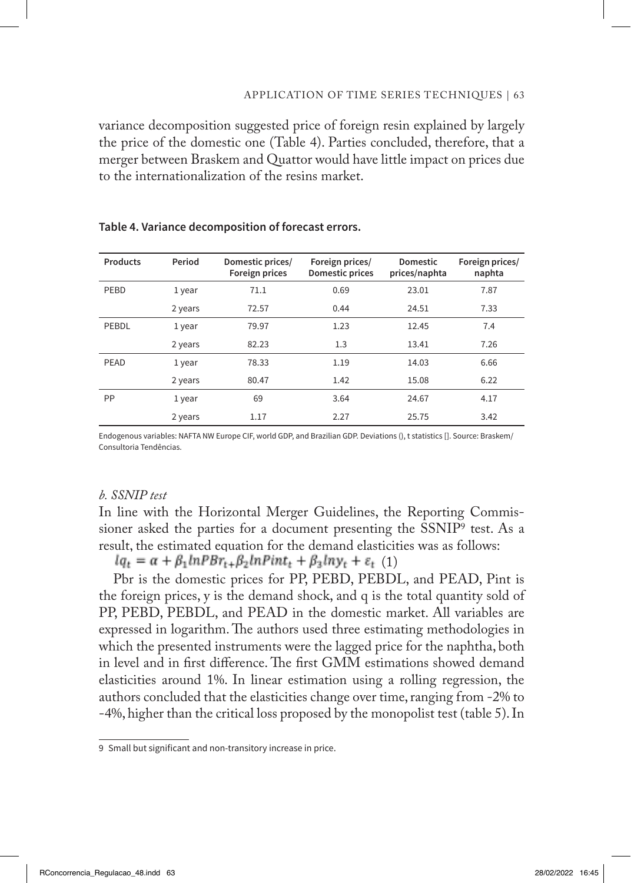variance decomposition suggested price of foreign resin explained by largely the price of the domestic one (Table 4). Parties concluded, therefore, that a merger between Braskem and Quattor would have little impact on prices due to the internationalization of the resins market.

**Table 4. Variance decomposition of forecast errors.**

| Products | Period | Domestic prices/ Foreign prices | Foreign prices/ Domestic prices | Domestic prices/naphta | Foreign prices/ naphta |
|---|---|---|---|---|---|
| PEBD | 1 year | 71.1 | 0.69 | 23.01 | 7.87 |
| | 2 years | 72.57 | 0.44 | 24.51 | 7.33 |
| PEBDL | 1 year | 79.97 | 1.23 | 12.45 | 7.4 |
| | 2 years | 82.23 | 1.3 | 13.41 | 7.26 |
| PEAD | 1 year | 78.33 | 1.19 | 14.03 | 6.66 |
| | 2 years | 80.47 | 1.42 | 15.08 | 6.22 |
| PP | 1 year | 69 | 3.64 | 24.67 | 4.17 |
| | 2 years | 1.17 | 2.27 | 25.75 | 3.42 |

Endogenous variables: NAFTA NW Europe CIF, world GDP, and Brazilian GDP. Deviations (), t statistics []. Source: Braskem/ Consultoria Tendências.

*b. SSNIP test*

In line with the Horizontal Merger Guidelines, the Reporting Commissioner asked the parties for a document presenting the SSNIP[9] test. As a result, the estimated equation for the demand elasticities was as follows:

$$lq_t = \alpha + \beta_1 lnPBr_t + \beta_2 lnPint_t + \beta_3 lny_t + \varepsilon_t \quad (1)$$

Pbr is the domestic prices for PP, PEBD, PEBDL, and PEAD, Pint is the foreign prices, y is the demand shock, and q is the total quantity sold of PP, PEBD, PEBDL, and PEAD in the domestic market. All variables are expressed in logarithm. The authors used three estimating methodologies in which the presented instruments were the lagged price for the naphtha, both in level and in first difference. The first GMM estimations showed demand elasticities around 1%. In linear estimation using a rolling regression, the authors concluded that the elasticities change over time, ranging from -2% to -4%, higher than the critical loss proposed by the monopolist test (table 5). In

9 Small but significant and non-transitory increase in price.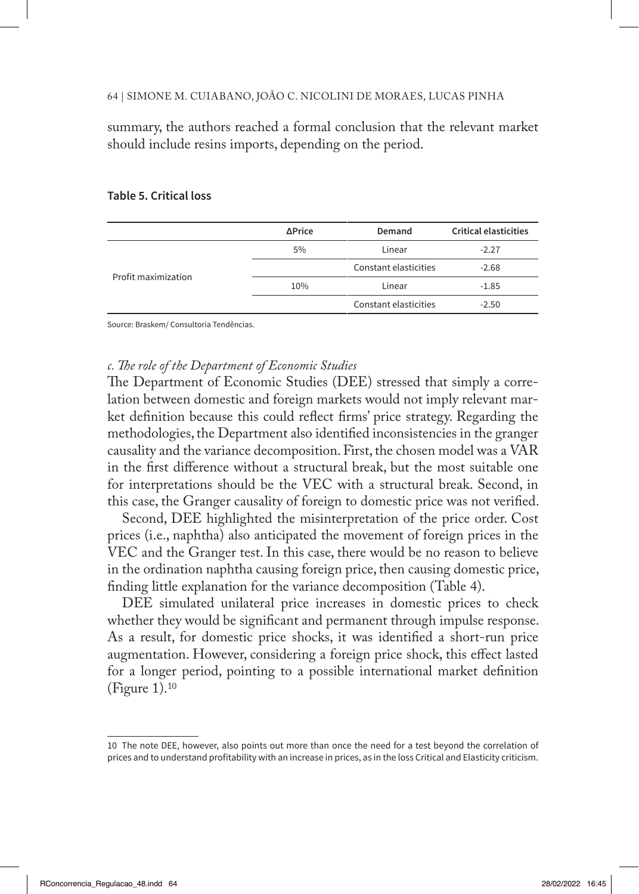summary, the authors reached a formal conclusion that the relevant market should include resins imports, depending on the period.

**Table 5. Critical loss**

| | ΔPrice | Demand | Critical elasticities |
|---|---|---|---|
| Profit maximization | 5% | Linear | -2.27 |
| | | Constant elasticities | -2.68 |
| | 10% | Linear | -1.85 |
| | | Constant elasticities | -2.50 |

Source: Braskem/ Consultoria Tendências.

*c. The role of the Department of Economic Studies*

The Department of Economic Studies (DEE) stressed that simply a correlation between domestic and foreign markets would not imply relevant market definition because this could reflect firms' price strategy. Regarding the methodologies, the Department also identified inconsistencies in the granger causality and the variance decomposition. First, the chosen model was a VAR in the first difference without a structural break, but the most suitable one for interpretations should be the VEC with a structural break. Second, in this case, the Granger causality of foreign to domestic price was not verified.

Second, DEE highlighted the misinterpretation of the price order. Cost prices (i.e., naphtha) also anticipated the movement of foreign prices in the VEC and the Granger test. In this case, there would be no reason to believe in the ordination naphtha causing foreign price, then causing domestic price, finding little explanation for the variance decomposition (Table 4).

DEE simulated unilateral price increases in domestic prices to check whether they would be significant and permanent through impulse response. As a result, for domestic price shocks, it was identified a short-run price augmentation. However, considering a foreign price shock, this effect lasted for a longer period, pointing to a possible international market definition (Figure 1).[10]

---

10 The note DEE, however, also points out more than once the need for a test beyond the correlation of prices and to understand profitability with an increase in prices, as in the loss Critical and Elasticity criticism.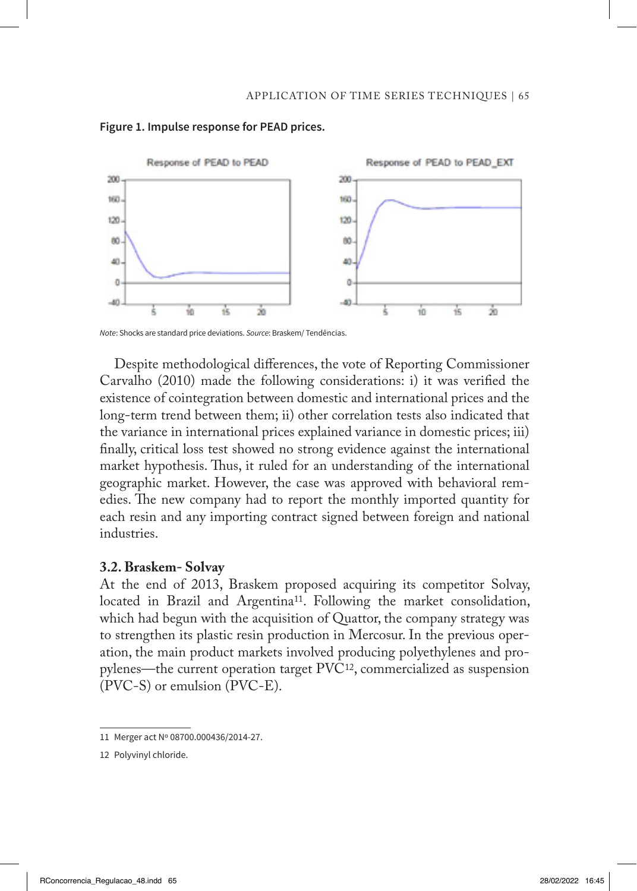**Figure 1. Impulse response for PEAD prices.**

*Note*: Shocks are standard price deviations. *Source*: Braskem/ Tendências.

Despite methodological differences, the vote of Reporting Commissioner Carvalho (2010) made the following considerations: i) it was verified the existence of cointegration between domestic and international prices and the long-term trend between them; ii) other correlation tests also indicated that the variance in international prices explained variance in domestic prices; iii) finally, critical loss test showed no strong evidence against the international market hypothesis. Thus, it ruled for an understanding of the international geographic market. However, the case was approved with behavioral remedies. The new company had to report the monthly imported quantity for each resin and any importing contract signed between foreign and national industries.

### 3.2. Braskem- Solvay

At the end of 2013, Braskem proposed acquiring its competitor Solvay, located in Brazil and Argentina[11]. Following the market consolidation, which had begun with the acquisition of Quattor, the company strategy was to strengthen its plastic resin production in Mercosur. In the previous operation, the main product markets involved producing polyethylenes and propylenes—the current operation target PVC[12], commercialized as suspension (PVC-S) or emulsion (PVC-E).

---

11 Merger act Nº 08700.000436/2014-27.

12 Polyvinyl chloride.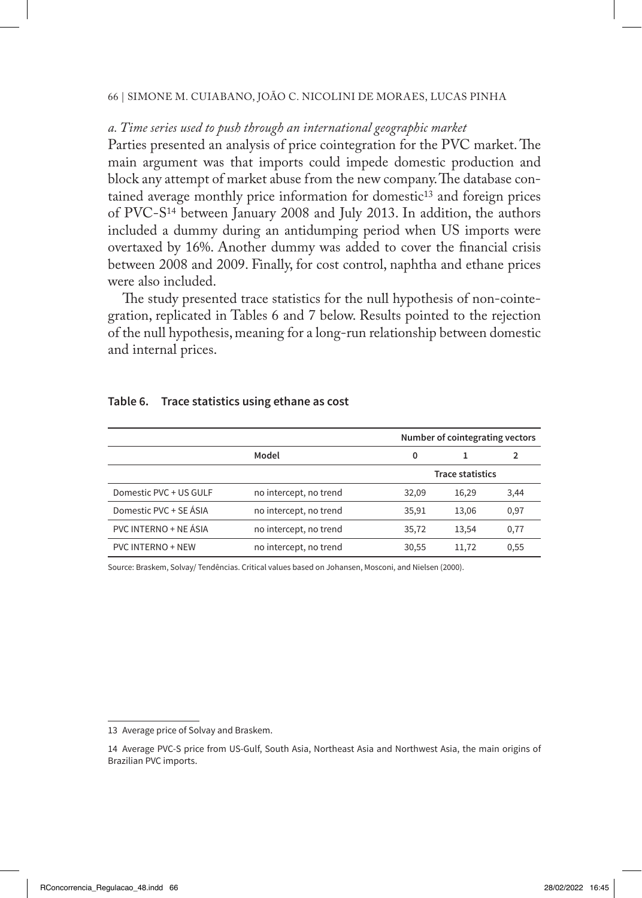*a. Time series used to push through an international geographic market*

Parties presented an analysis of price cointegration for the PVC market. The main argument was that imports could impede domestic production and block any attempt of market abuse from the new company. The database contained average monthly price information for domestic[13] and foreign prices of PVC-S[14] between January 2008 and July 2013. In addition, the authors included a dummy during an antidumping period when US imports were overtaxed by 16%. Another dummy was added to cover the financial crisis between 2008 and 2009. Finally, for cost control, naphtha and ethane prices were also included.

The study presented trace statistics for the null hypothesis of non-cointegration, replicated in Tables 6 and 7 below. Results pointed to the rejection of the null hypothesis, meaning for a long-run relationship between domestic and internal prices.

**Table 6. Trace statistics using ethane as cost**

| | | Number of cointegrating vectors | | |
|---|---|---|---|---|
| | Model | 0 | 1 | 2 |
| | | Trace statistics | | |
| Domestic PVC + US GULF | no intercept, no trend | 32,09 | 16,29 | 3,44 |
| Domestic PVC + SE ÁSIA | no intercept, no trend | 35,91 | 13,06 | 0,97 |
| PVC INTERNO + NE ÁSIA | no intercept, no trend | 35,72 | 13,54 | 0,77 |
| PVC INTERNO + NEW | no intercept, no trend | 30,55 | 11,72 | 0,55 |

Source: Braskem, Solvay/ Tendências. Critical values based on Johansen, Mosconi, and Nielsen (2000).

13 Average price of Solvay and Braskem.

14 Average PVC-S price from US-Gulf, South Asia, Northeast Asia and Northwest Asia, the main origins of Brazilian PVC imports.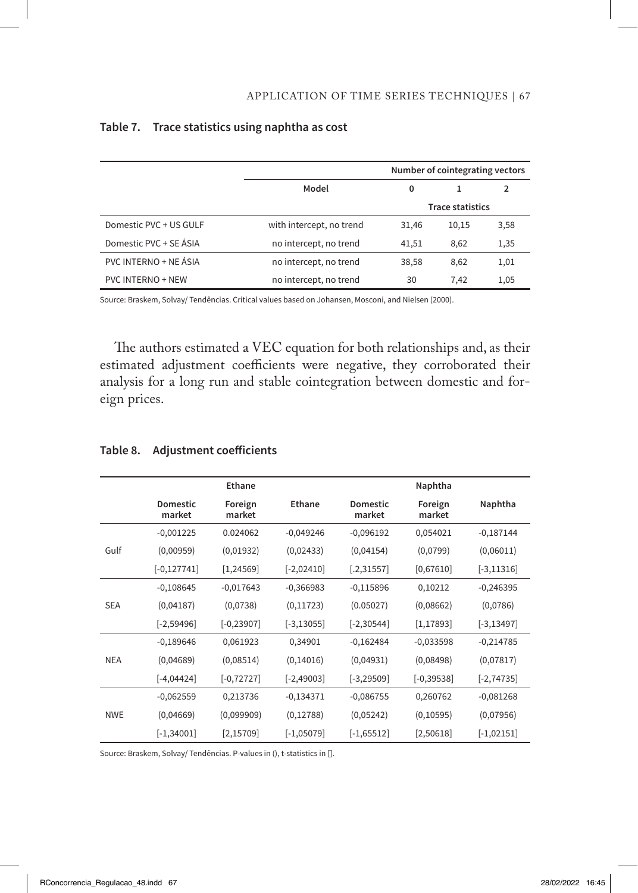**Table 7. Trace statistics using naphtha as cost**

| | Model | Number of cointegrating vectors | | |
|---|---|---|---|---|
| | | 0 | 1 | 2 |
| | | Trace statistics | | |
| Domestic PVC + US GULF | with intercept, no trend | 31,46 | 10,15 | 3,58 |
| Domestic PVC + SE ÁSIA | no intercept, no trend | 41,51 | 8,62 | 1,35 |
| PVC INTERNO + NE ÁSIA | no intercept, no trend | 38,58 | 8,62 | 1,01 |
| PVC INTERNO + NEW | no intercept, no trend | 30 | 7,42 | 1,05 |

Source: Braskem, Solvay/ Tendências. Critical values based on Johansen, Mosconi, and Nielsen (2000).

The authors estimated a VEC equation for both relationships and, as their estimated adjustment coefficients were negative, they corroborated their analysis for a long run and stable cointegration between domestic and foreign prices.

**Table 8. Adjustment coefficients**

| | Ethane | | | Naphtha | | |
|---|---|---|---|---|---|---|
| | Domestic market | Foreign market | Ethane | Domestic market | Foreign market | Naphtha |
| Gulf | -0,001225 | 0.024062 | -0,049246 | -0,096192 | 0,054021 | -0,187144 |
| | (0,00959) | (0,01932) | (0,02433) | (0,04154) | (0,0799) | (0,06011) |
| | [-0,127741] | [1,24569] | [-2,02410] | [.2,31557] | [0,67610] | [-3,11316] |
| SEA | -0,108645 | -0,017643 | -0,366983 | -0,115896 | 0,10212 | -0,246395 |
| | (0,04187) | (0,0738) | (0,11723) | (0.05027) | (0,08662) | (0,0786) |
| | [-2,59496] | [-0,23907] | [-3,13055] | [-2,30544] | [1,17893] | [-3,13497] |
| NEA | -0,189646 | 0,061923 | 0,34901 | -0,162484 | -0,033598 | -0,214785 |
| | (0,04689) | (0,08514) | (0,14016) | (0,04931) | (0,08498) | (0,07817) |
| | [-4,04424] | [-0,72727] | [-2,49003] | [-3,29509] | [-0,39538] | [-2,74735] |
| NWE | -0,062559 | 0,213736 | -0,134371 | -0,086755 | 0,260762 | -0,081268 |
| | (0,04669) | (0,099909) | (0,12788) | (0,05242) | (0,10595) | (0,07956) |
| | [-1,34001] | [2,15709] | [-1,05079] | [-1,65512] | [2,50618] | [-1,02151] |

Source: Braskem, Solvay/ Tendências. P-values in (), t-statistics in [].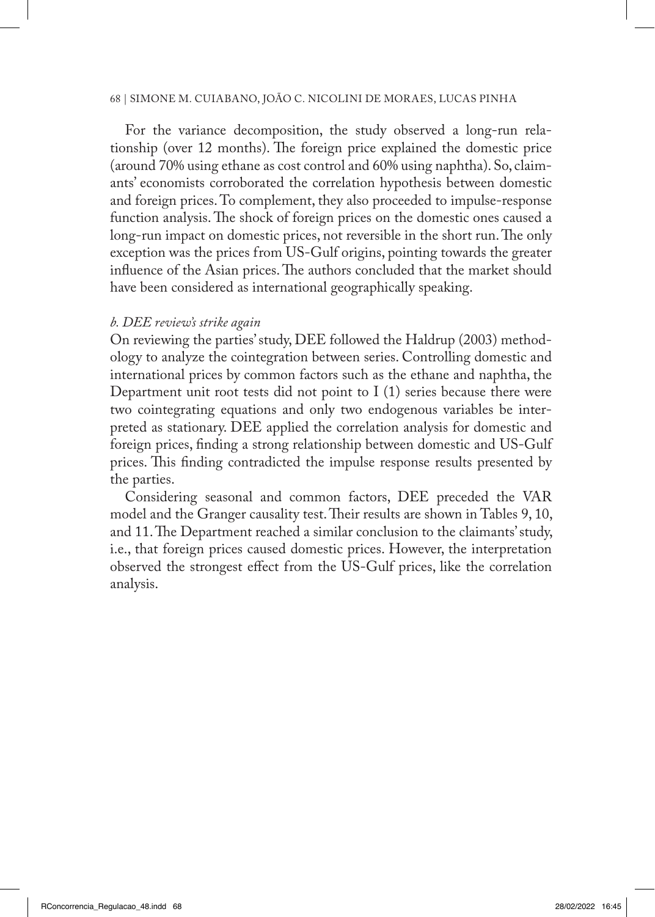For the variance decomposition, the study observed a long-run relationship (over 12 months). The foreign price explained the domestic price (around 70% using ethane as cost control and 60% using naphtha). So, claimants' economists corroborated the correlation hypothesis between domestic and foreign prices. To complement, they also proceeded to impulse-response function analysis. The shock of foreign prices on the domestic ones caused a long-run impact on domestic prices, not reversible in the short run. The only exception was the prices from US-Gulf origins, pointing towards the greater influence of the Asian prices. The authors concluded that the market should have been considered as international geographically speaking.

*b. DEE review's strike again*

On reviewing the parties' study, DEE followed the Haldrup (2003) methodology to analyze the cointegration between series. Controlling domestic and international prices by common factors such as the ethane and naphtha, the Department unit root tests did not point to I (1) series because there were two cointegrating equations and only two endogenous variables be interpreted as stationary. DEE applied the correlation analysis for domestic and foreign prices, finding a strong relationship between domestic and US-Gulf prices. This finding contradicted the impulse response results presented by the parties.

Considering seasonal and common factors, DEE preceded the VAR model and the Granger causality test. Their results are shown in Tables 9, 10, and 11. The Department reached a similar conclusion to the claimants' study, i.e., that foreign prices caused domestic prices. However, the interpretation observed the strongest effect from the US-Gulf prices, like the correlation analysis.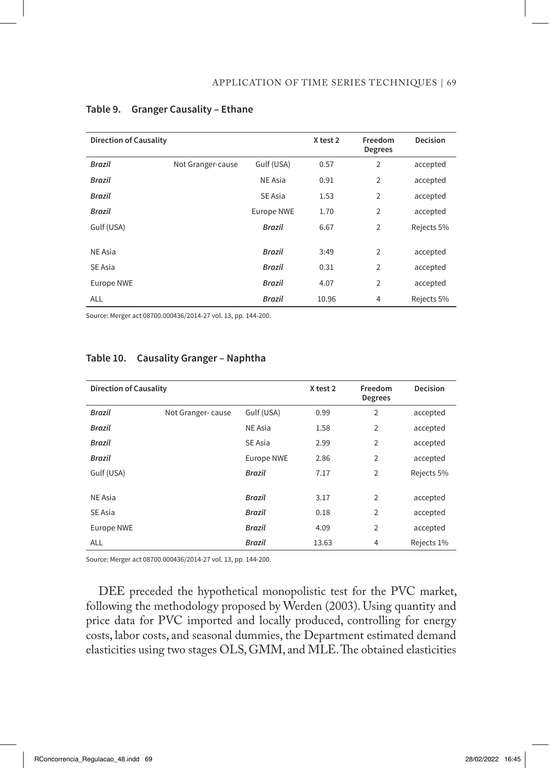**Table 9. Granger Causality – Ethane**

| Direction of Causality | | | X test 2 | Freedom Degrees | Decision |
|---|---|---|---|---|---|
| *Brazil* | Not Granger-cause | Gulf (USA) | 0.57 | 2 | accepted |
| *Brazil* | | NE Asia | 0.91 | 2 | accepted |
| *Brazil* | | SE Asia | 1.53 | 2 | accepted |
| *Brazil* | | Europe NWE | 1.70 | 2 | accepted |
| Gulf (USA) | | *Brazil* | 6.67 | 2 | Rejects 5% |
| NE Asia | | *Brazil* | 3:49 | 2 | accepted |
| SE Asia | | *Brazil* | 0.31 | 2 | accepted |
| Europe NWE | | *Brazil* | 4.07 | 2 | accepted |
| ALL | | *Brazil* | 10.96 | 4 | Rejects 5% |

Source: Merger act 08700.000436/2014-27 vol. 13, pp. 144-200.

**Table 10. Causality Granger – Naphtha**

| Direction of Causality | | | X test 2 | Freedom Degrees | Decision |
|---|---|---|---|---|---|
| *Brazil* | Not Granger- cause | Gulf (USA) | 0.99 | 2 | accepted |
| *Brazil* | | NE Asia | 1.58 | 2 | accepted |
| *Brazil* | | SE Asia | 2.99 | 2 | accepted |
| *Brazil* | | Europe NWE | 2.86 | 2 | accepted |
| Gulf (USA) | | *Brazil* | 7.17 | 2 | Rejects 5% |
| NE Asia | | *Brazil* | 3.17 | 2 | accepted |
| SE Asia | | *Brazil* | 0.18 | 2 | accepted |
| Europe NWE | | *Brazil* | 4.09 | 2 | accepted |
| ALL | | *Brazil* | 13.63 | 4 | Rejects 1% |

Source: Merger act 08700.000436/2014-27 vol. 13, pp. 144-200.

DEE preceded the hypothetical monopolistic test for the PVC market, following the methodology proposed by Werden (2003). Using quantity and price data for PVC imported and locally produced, controlling for energy costs, labor costs, and seasonal dummies, the Department estimated demand elasticities using two stages OLS, GMM, and MLE. The obtained elasticities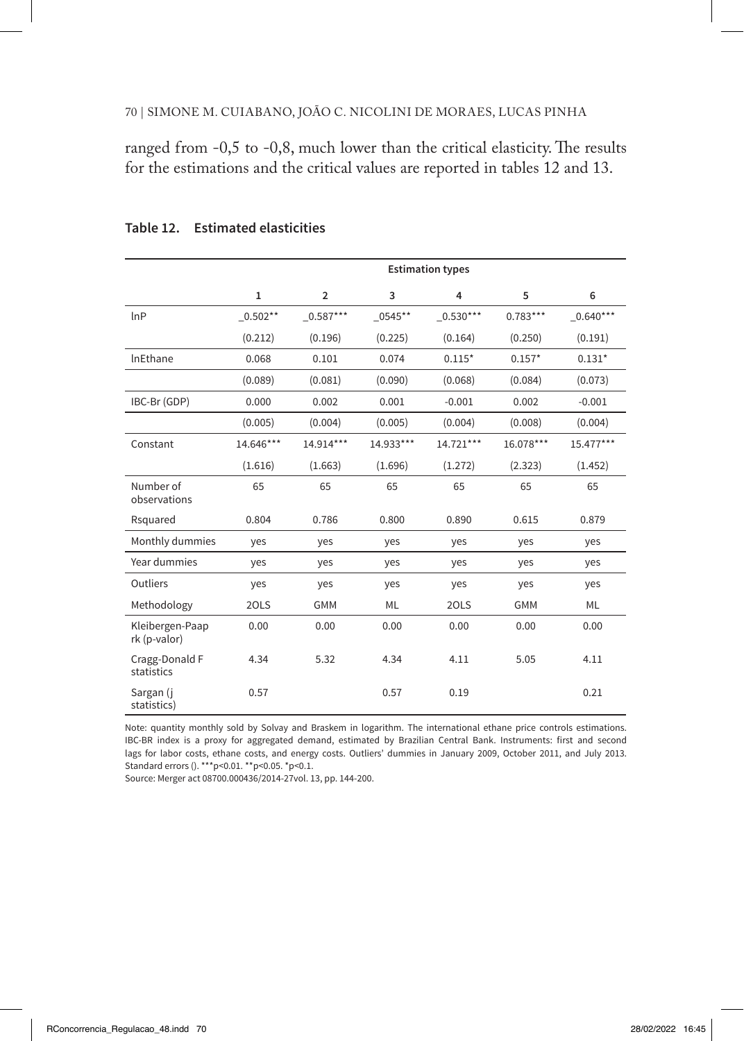ranged from -0,5 to -0,8, much lower than the critical elasticity. The results for the estimations and the critical values are reported in tables 12 and 13.

**Table 12. Estimated elasticities**

| | Estimation types | | | | | |
|---|---|---|---|---|---|---|
| | 1 | 2 | 3 | 4 | 5 | 6 |
| lnP | _0.502** | _0.587*** | _0545** | _0.530*** | 0.783*** | _0.640*** |
| | (0.212) | (0.196) | (0.225) | (0.164) | (0.250) | (0.191) |
| lnEthane | 0.068 | 0.101 | 0.074 | 0.115* | 0.157* | 0.131* |
| | (0.089) | (0.081) | (0.090) | (0.068) | (0.084) | (0.073) |
| IBC-Br (GDP) | 0.000 | 0.002 | 0.001 | -0.001 | 0.002 | -0.001 |
| | (0.005) | (0.004) | (0.005) | (0.004) | (0.008) | (0.004) |
| Constant | 14.646*** | 14.914*** | 14.933*** | 14.721*** | 16.078*** | 15.477*** |
| | (1.616) | (1.663) | (1.696) | (1.272) | (2.323) | (1.452) |
| Number of observations | 65 | 65 | 65 | 65 | 65 | 65 |
| Rsquared | 0.804 | 0.786 | 0.800 | 0.890 | 0.615 | 0.879 |
| Monthly dummies | yes | yes | yes | yes | yes | yes |
| Year dummies | yes | yes | yes | yes | yes | yes |
| Outliers | yes | yes | yes | yes | yes | yes |
| Methodology | 2OLS | GMM | ML | 2OLS | GMM | ML |
| Kleibergen-Paap rk (p-valor) | 0.00 | 0.00 | 0.00 | 0.00 | 0.00 | 0.00 |
| Cragg-Donald F statistics | 4.34 | 5.32 | 4.34 | 4.11 | 5.05 | 4.11 |
| Sargan (j statistics) | 0.57 | | 0.57 | 0.19 | | 0.21 |

Note: quantity monthly sold by Solvay and Braskem in logarithm. The international ethane price controls estimations. IBC-BR index is a proxy for aggregated demand, estimated by Brazilian Central Bank. Instruments: first and second lags for labor costs, ethane costs, and energy costs. Outliers' dummies in January 2009, October 2011, and July 2013. Standard errors (). ***p<0.01. **p<0.05. *p<0.1.

Source: Merger act 08700.000436/2014-27vol. 13, pp. 144-200.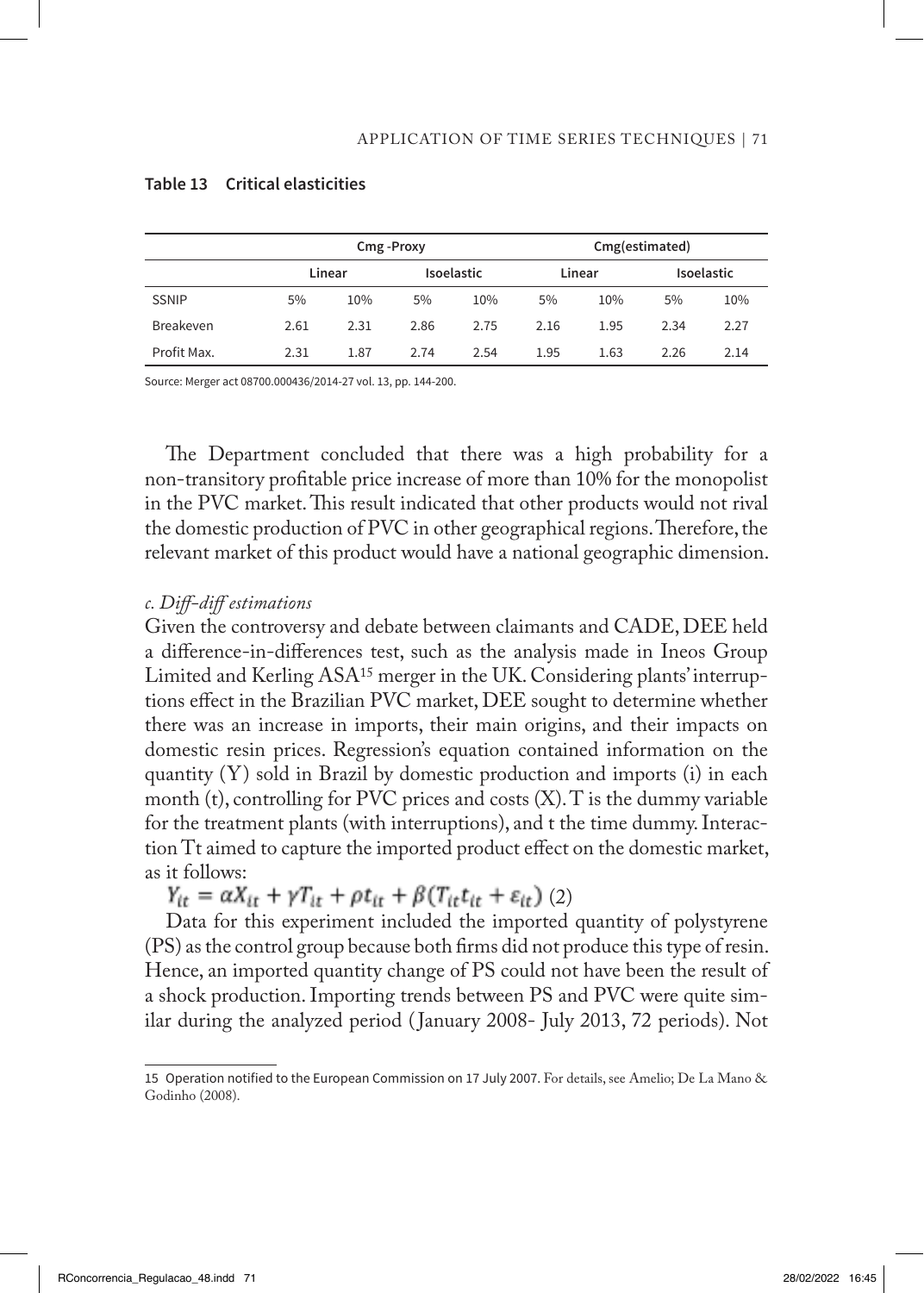**Table 13 Critical elasticities**

| | Cmg -Proxy | | | | Cmg(estimated) | | | |
|---|---|---|---|---|---|---|---|---|
| | Linear | | Isoelastic | | Linear | | Isoelastic | |
| SSNIP | 5% | 10% | 5% | 10% | 5% | 10% | 5% | 10% |
| Breakeven | 2.61 | 2.31 | 2.86 | 2.75 | 2.16 | 1.95 | 2.34 | 2.27 |
| Profit Max. | 2.31 | 1.87 | 2.74 | 2.54 | 1.95 | 1.63 | 2.26 | 2.14 |

Source: Merger act 08700.000436/2014-27 vol. 13, pp. 144-200.

The Department concluded that there was a high probability for a non-transitory profitable price increase of more than 10% for the monopolist in the PVC market. This result indicated that other products would not rival the domestic production of PVC in other geographical regions. Therefore, the relevant market of this product would have a national geographic dimension.

*c. Diff-diff estimations*

Given the controversy and debate between claimants and CADE, DEE held a difference-in-differences test, such as the analysis made in Ineos Group Limited and Kerling ASA[15] merger in the UK. Considering plants' interruptions effect in the Brazilian PVC market, DEE sought to determine whether there was an increase in imports, their main origins, and their impacts on domestic resin prices. Regression's equation contained information on the quantity (Y) sold in Brazil by domestic production and imports (i) in each month (t), controlling for PVC prices and costs (X). T is the dummy variable for the treatment plants (with interruptions), and t the time dummy. Interaction Tt aimed to capture the imported product effect on the domestic market, as it follows:

$$Y_{it} = \alpha X_{it} + \gamma T_{it} + \rho t_{it} + \beta (T_{it} t_{it} + \varepsilon_{it}) \quad (2)$$

Data for this experiment included the imported quantity of polystyrene (PS) as the control group because both firms did not produce this type of resin. Hence, an imported quantity change of PS could not have been the result of a shock production. Importing trends between PS and PVC were quite similar during the analyzed period (January 2008- July 2013, 72 periods). Not

15 Operation notified to the European Commission on 17 July 2007. For details, see Amelio; De La Mano & Godinho (2008).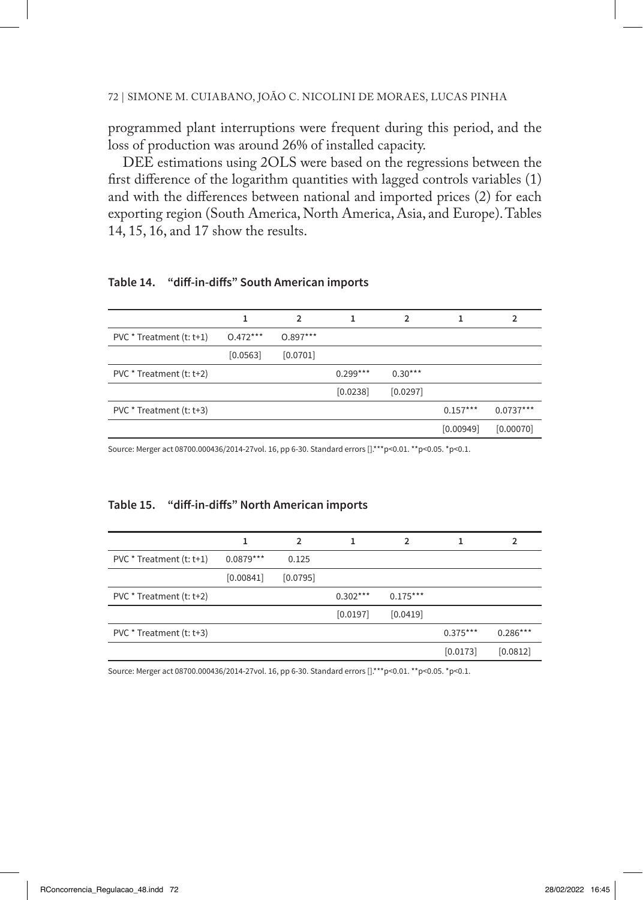programmed plant interruptions were frequent during this period, and the loss of production was around 26% of installed capacity.

DEE estimations using 2OLS were based on the regressions between the first difference of the logarithm quantities with lagged controls variables (1) and with the differences between national and imported prices (2) for each exporting region (South America, North America, Asia, and Europe). Tables 14, 15, 16, and 17 show the results.

**Table 14. "diff-in-diffs" South American imports**

| | 1 | 2 | 1 | 2 | 1 | 2 |
|---|---|---|---|---|---|---|
| PVC * Treatment (t: t+1) | O.472*** | O.897*** | | | | |
| | [0.0563] | [0.0701] | | | | |
| PVC * Treatment (t: t+2) | | | 0.299*** | 0.30*** | | |
| | | | [0.0238] | [0.0297] | | |
| PVC * Treatment (t: t+3) | | | | | 0.157*** | 0.0737*** |
| | | | | | [0.00949] | [0.00070] |

Source: Merger act 08700.000436/2014-27vol. 16, pp 6-30. Standard errors [].***p<0.01. **p<0.05. *p<0.1.

**Table 15. "diff-in-diffs" North American imports**

| | 1 | 2 | 1 | 2 | 1 | 2 |
|---|---|---|---|---|---|---|
| PVC * Treatment (t: t+1) | 0.0879*** | 0.125 | | | | |
| | [0.00841] | [0.0795] | | | | |
| PVC * Treatment (t: t+2) | | | 0.302*** | 0.175*** | | |
| | | | [0.0197] | [0.0419] | | |
| PVC * Treatment (t: t+3) | | | | | 0.375*** | 0.286*** |
| | | | | | [0.0173] | [0.0812] |

Source: Merger act 08700.000436/2014-27vol. 16, pp 6-30. Standard errors [].***p<0.01. **p<0.05. *p<0.1.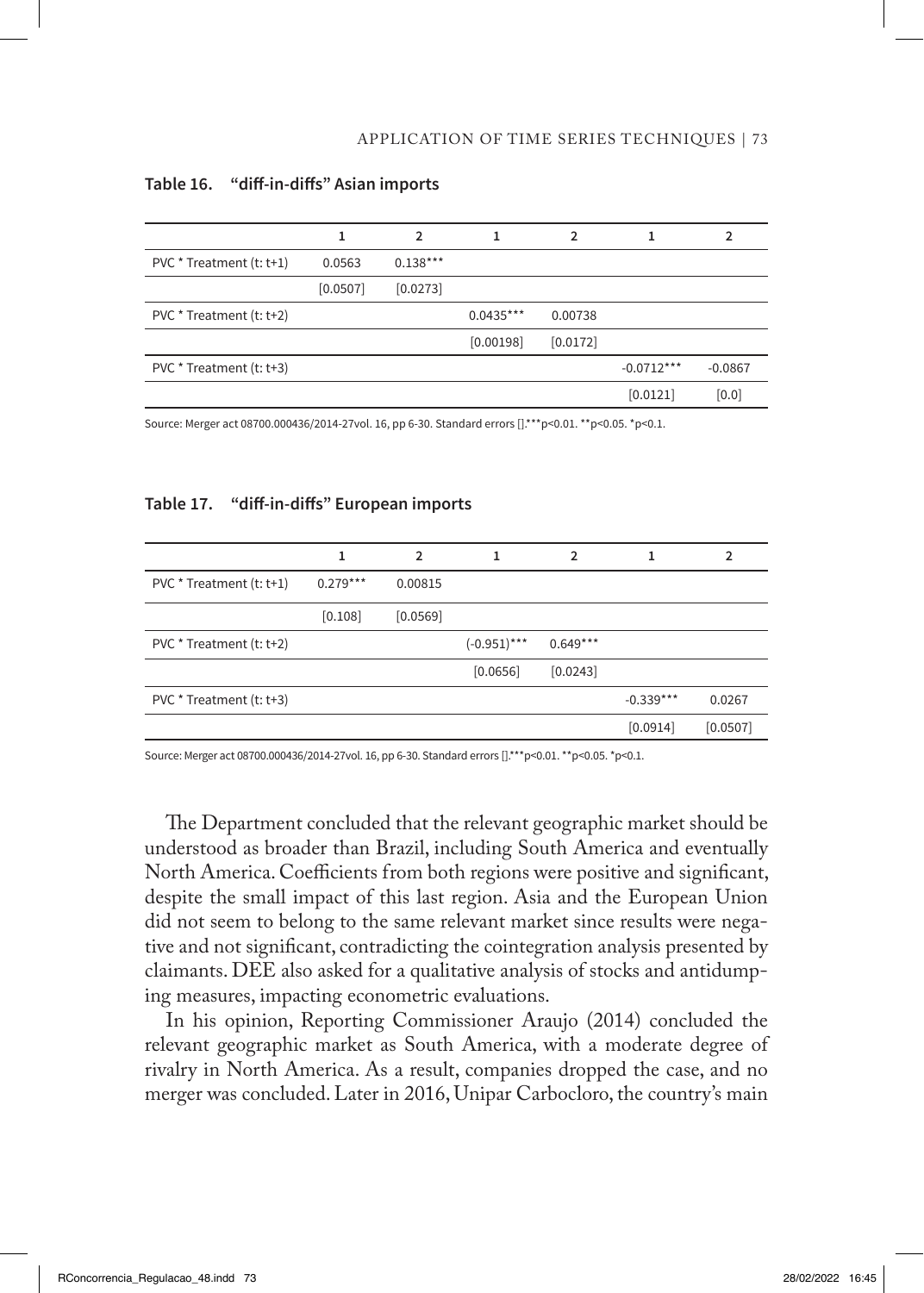**Table 16. "diff-in-diffs" Asian imports**

| | 1 | 2 | 1 | 2 | 1 | 2 |
|---|---|---|---|---|---|---|
| PVC * Treatment (t: t+1) | 0.0563 | 0.138*** | | | | |
| | [0.0507] | [0.0273] | | | | |
| PVC * Treatment (t: t+2) | | | 0.0435*** | 0.00738 | | |
| | | | [0.00198] | [0.0172] | | |
| PVC * Treatment (t: t+3) | | | | | -0.0712*** | -0.0867 |
| | | | | | [0.0121] | [0.0] |

Source: Merger act 08700.000436/2014-27vol. 16, pp 6-30. Standard errors [].***p<0.01. **p<0.05. *p<0.1.

**Table 17. "diff-in-diffs" European imports**

| | 1 | 2 | 1 | 2 | 1 | 2 |
|---|---|---|---|---|---|---|
| PVC * Treatment (t: t+1) | 0.279*** | 0.00815 | | | | |
| | [0.108] | [0.0569] | | | | |
| PVC * Treatment (t: t+2) | | | (-0.951)*** | 0.649*** | | |
| | | | [0.0656] | [0.0243] | | |
| PVC * Treatment (t: t+3) | | | | | -0.339*** | 0.0267 |
| | | | | | [0.0914] | [0.0507] |

Source: Merger act 08700.000436/2014-27vol. 16, pp 6-30. Standard errors [].***p<0.01. **p<0.05. *p<0.1.

The Department concluded that the relevant geographic market should be understood as broader than Brazil, including South America and eventually North America. Coefficients from both regions were positive and significant, despite the small impact of this last region. Asia and the European Union did not seem to belong to the same relevant market since results were negative and not significant, contradicting the cointegration analysis presented by claimants. DEE also asked for a qualitative analysis of stocks and antidumping measures, impacting econometric evaluations.

In his opinion, Reporting Commissioner Araujo (2014) concluded the relevant geographic market as South America, with a moderate degree of rivalry in North America. As a result, companies dropped the case, and no merger was concluded. Later in 2016, Unipar Carbocloro, the country's main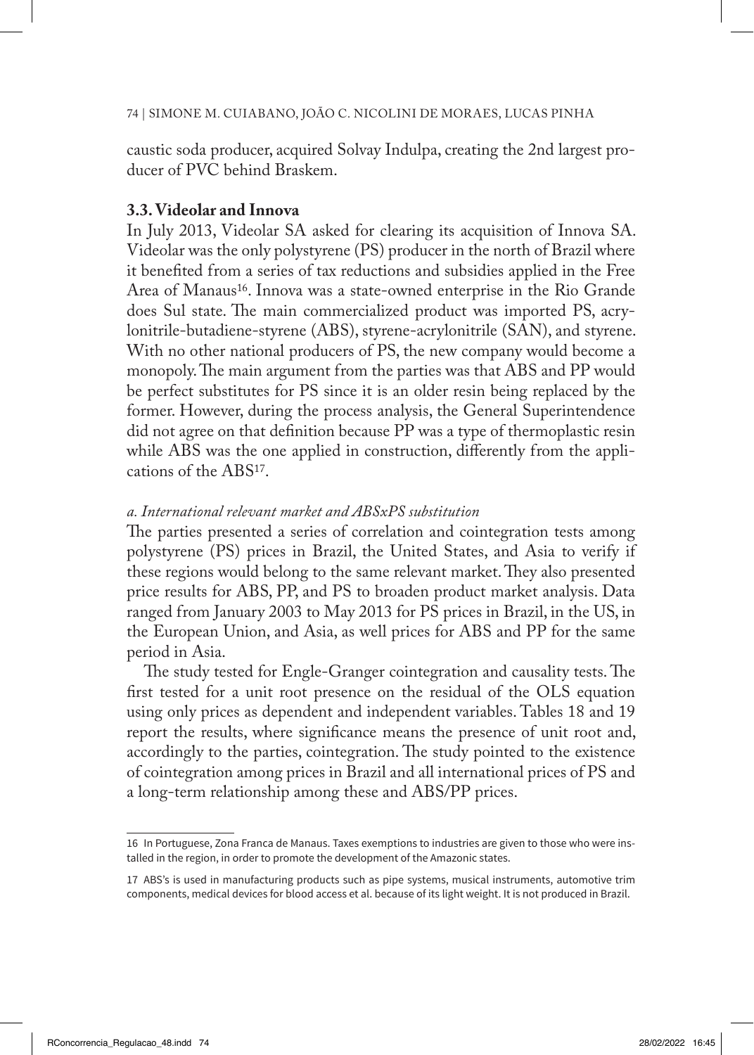caustic soda producer, acquired Solvay Indulpa, creating the 2nd largest producer of PVC behind Braskem.

### 3.3. Videolar and Innova

In July 2013, Videolar SA asked for clearing its acquisition of Innova SA. Videolar was the only polystyrene (PS) producer in the north of Brazil where it benefited from a series of tax reductions and subsidies applied in the Free Area of Manaus[16]. Innova was a state-owned enterprise in the Rio Grande does Sul state. The main commercialized product was imported PS, acrylonitrile-butadiene-styrene (ABS), styrene-acrylonitrile (SAN), and styrene. With no other national producers of PS, the new company would become a monopoly. The main argument from the parties was that ABS and PP would be perfect substitutes for PS since it is an older resin being replaced by the former. However, during the process analysis, the General Superintendence did not agree on that definition because PP was a type of thermoplastic resin while ABS was the one applied in construction, differently from the applications of the ABS[17].

*a. International relevant market and ABSxPS substitution*

The parties presented a series of correlation and cointegration tests among polystyrene (PS) prices in Brazil, the United States, and Asia to verify if these regions would belong to the same relevant market. They also presented price results for ABS, PP, and PS to broaden product market analysis. Data ranged from January 2003 to May 2013 for PS prices in Brazil, in the US, in the European Union, and Asia, as well prices for ABS and PP for the same period in Asia.

The study tested for Engle-Granger cointegration and causality tests. The first tested for a unit root presence on the residual of the OLS equation using only prices as dependent and independent variables. Tables 18 and 19 report the results, where significance means the presence of unit root and, accordingly to the parties, cointegration. The study pointed to the existence of cointegration among prices in Brazil and all international prices of PS and a long-term relationship among these and ABS/PP prices.

16 In Portuguese, Zona Franca de Manaus. Taxes exemptions to industries are given to those who were installed in the region, in order to promote the development of the Amazonic states.

17 ABS's is used in manufacturing products such as pipe systems, musical instruments, automotive trim components, medical devices for blood access et al. because of its light weight. It is not produced in Brazil.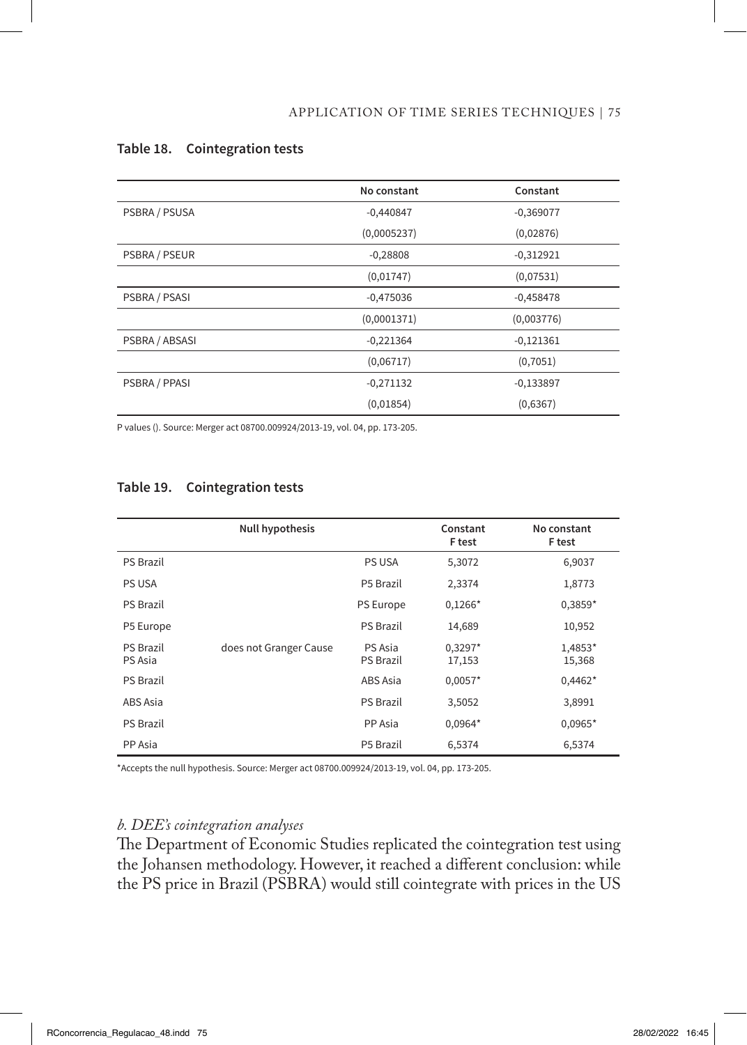### Table 18. Cointegration tests

| | No constant | Constant |
|---|---|---|
| PSBRA / PSUSA | -0,440847 | -0,369077 |
| | (0,0005237) | (0,02876) |
| PSBRA / PSEUR | -0,28808 | -0,312921 |
| | (0,01747) | (0,07531) |
| PSBRA / PSASI | -0,475036 | -0,458478 |
| | (0,0001371) | (0,003776) |
| PSBRA / ABSASI | -0,221364 | -0,121361 |
| | (0,06717) | (0,7051) |
| PSBRA / PPASI | -0,271132 | -0,133897 |
| | (0,01854) | (0,6367) |

P values (). Source: Merger act 08700.009924/2013-19, vol. 04, pp. 173-205.

### Table 19. Cointegration tests

| | Null hypothesis | | Constant F test | No constant F test |
|---|---|---|---|---|
| PS Brazil | | PS USA | 5,3072 | 6,9037 |
| PS USA | | P5 Brazil | 2,3374 | 1,8773 |
| PS Brazil | | PS Europe | 0,1266* | 0,3859* |
| P5 Europe | | PS Brazil | 14,689 | 10,952 |
| PS Brazil | does not Granger Cause | PS Asia | 0,3297* | 1,4853* |
| PS Asia | | PS Brazil | 17,153 | 15,368 |
| PS Brazil | | ABS Asia | 0,0057* | 0,4462* |
| ABS Asia | | PS Brazil | 3,5052 | 3,8991 |
| PS Brazil | | PP Asia | 0,0964* | 0,0965* |
| PP Asia | | P5 Brazil | 6,5374 | 6,5374 |

*Accepts the null hypothesis. Source: Merger act 08700.009924/2013-19, vol. 04, pp. 173-205.

#### *b. DEE's cointegration analyses*

The Department of Economic Studies replicated the cointegration test using the Johansen methodology. However, it reached a different conclusion: while the PS price in Brazil (PSBRA) would still cointegrate with prices in the US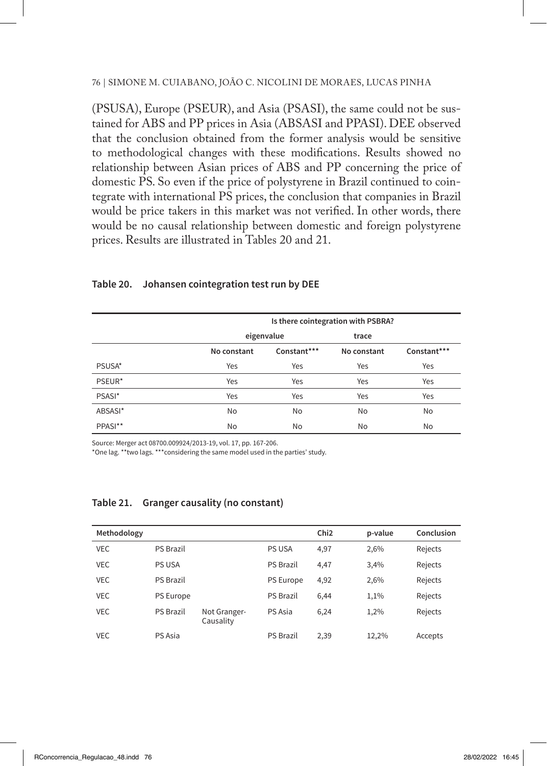(PSUSA), Europe (PSEUR), and Asia (PSASI), the same could not be sustained for ABS and PP prices in Asia (ABSASI and PPASI). DEE observed that the conclusion obtained from the former analysis would be sensitive to methodological changes with these modifications. Results showed no relationship between Asian prices of ABS and PP concerning the price of domestic PS. So even if the price of polystyrene in Brazil continued to cointegrate with international PS prices, the conclusion that companies in Brazil would be price takers in this market was not verified. In other words, there would be no causal relationship between domestic and foreign polystyrene prices. Results are illustrated in Tables 20 and 21.

**Table 20. Johansen cointegration test run by DEE**

| | Is there cointegration with PSBRA? | | | |
|---|---|---|---|---|
| | eigenvalue | | trace | |
| | No constant | Constant*** | No constant | Constant*** |
| PSUSA* | Yes | Yes | Yes | Yes |
| PSEUR* | Yes | Yes | Yes | Yes |
| PSASI* | Yes | Yes | Yes | Yes |
| ABSASI* | No | No | No | No |
| PPASI** | No | No | No | No |

Source: Merger act 08700.009924/2013-19, vol. 17, pp. 167-206.
*One lag. **two lags. ***considering the same model used in the parties' study.

**Table 21. Granger causality (no constant)**

| Methodology | | | | Chi2 | p-value | Conclusion |
|---|---|---|---|---|---|---|
| VEC | PS Brazil | | PS USA | 4,97 | 2,6% | Rejects |
| VEC | PS USA | | PS Brazil | 4,47 | 3,4% | Rejects |
| VEC | PS Brazil | | PS Europe | 4,92 | 2,6% | Rejects |
| VEC | PS Europe | | PS Brazil | 6,44 | 1,1% | Rejects |
| VEC | PS Brazil | Not Granger-Causality | PS Asia | 6,24 | 1,2% | Rejects |
| VEC | PS Asia | | PS Brazil | 2,39 | 12,2% | Accepts |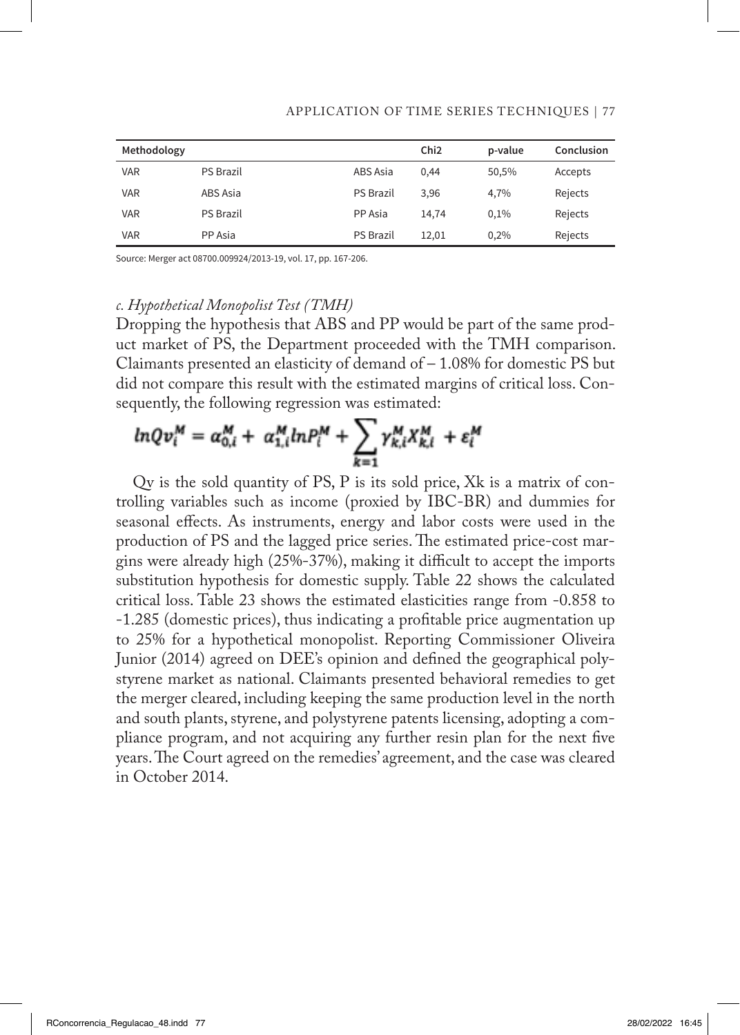| Methodology | | | Chi2 | p-value | Conclusion |
|---|---|---|---|---|---|
| VAR | PS Brazil | ABS Asia | 0,44 | 50,5% | Accepts |
| VAR | ABS Asia | PS Brazil | 3,96 | 4,7% | Rejects |
| VAR | PS Brazil | PP Asia | 14,74 | 0,1% | Rejects |
| VAR | PP Asia | PS Brazil | 12,01 | 0,2% | Rejects |

Source: Merger act 08700.009924/2013-19, vol. 17, pp. 167-206.

### *c. Hypothetical Monopolist Test (TMH)*

Dropping the hypothesis that ABS and PP would be part of the same product market of PS, the Department proceeded with the TMH comparison. Claimants presented an elasticity of demand of – 1.08% for domestic PS but did not compare this result with the estimated margins of critical loss. Consequently, the following regression was estimated:

$$lnQv_i^M = \alpha_{0,i}^M + \alpha_{1,i}^M lnP_i^M + \sum_{k=1} \gamma_{k,i}^M X_{k,i}^M + \varepsilon_i^M$$

Qv is the sold quantity of PS, P is its sold price, Xk is a matrix of controlling variables such as income (proxied by IBC-BR) and dummies for seasonal effects. As instruments, energy and labor costs were used in the production of PS and the lagged price series. The estimated price-cost margins were already high (25%-37%), making it difficult to accept the imports substitution hypothesis for domestic supply. Table 22 shows the calculated critical loss. Table 23 shows the estimated elasticities range from -0.858 to -1.285 (domestic prices), thus indicating a profitable price augmentation up to 25% for a hypothetical monopolist. Reporting Commissioner Oliveira Junior (2014) agreed on DEE's opinion and defined the geographical polystyrene market as national. Claimants presented behavioral remedies to get the merger cleared, including keeping the same production level in the north and south plants, styrene, and polystyrene patents licensing, adopting a compliance program, and not acquiring any further resin plan for the next five years. The Court agreed on the remedies' agreement, and the case was cleared in October 2014.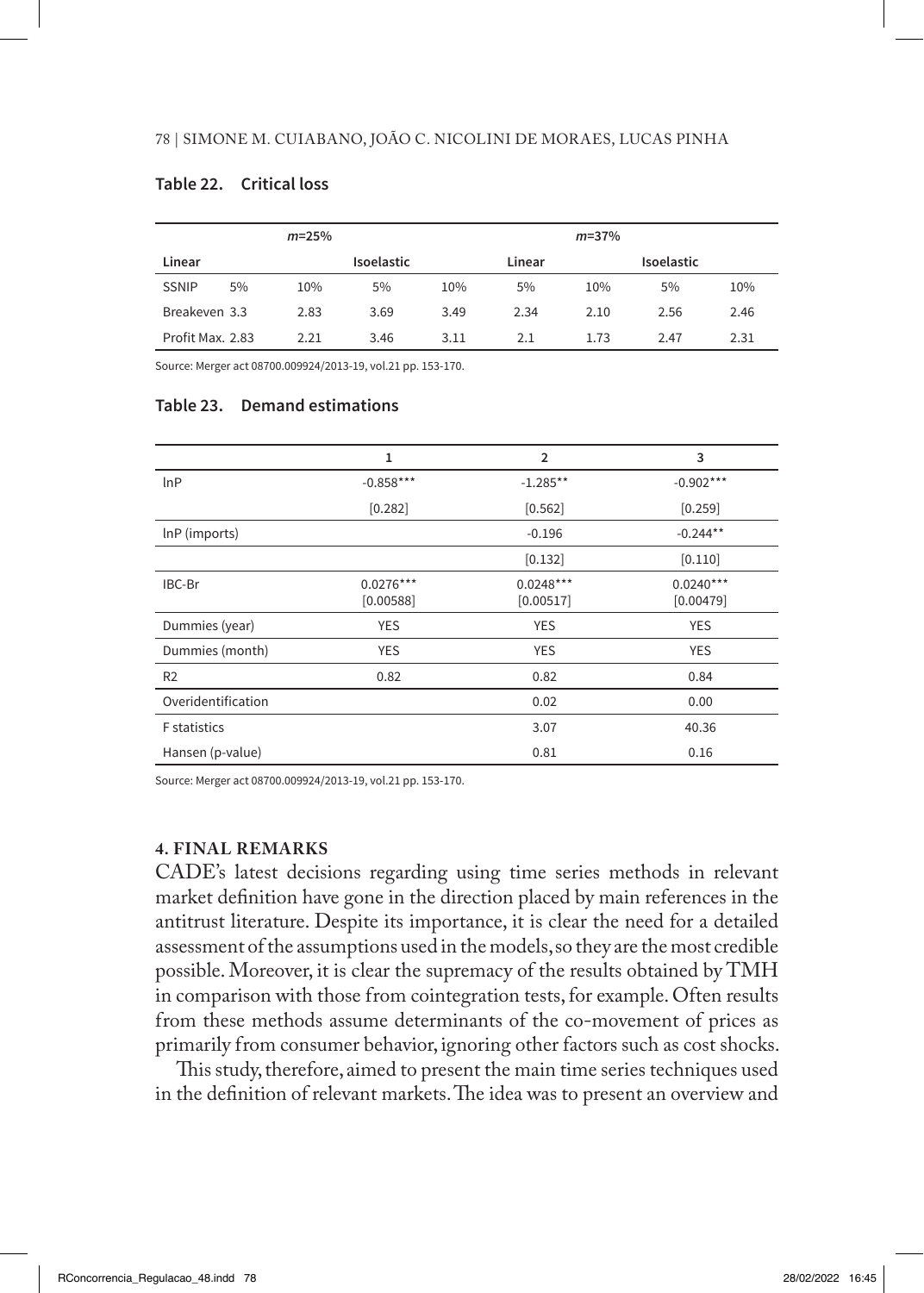**Table 22. Critical loss**

| | $m$=25% | | | | $m$=37% | | | |
|---|---|---|---|---|---|---|---|---|
| | Linear | | Isoelastic | | Linear | | Isoelastic | |
| SSNIP | 5% | 10% | 5% | 10% | 5% | 10% | 5% | 10% |
| Breakeven | 3.3 | 2.83 | 3.69 | 3.49 | 2.34 | 2.10 | 2.56 | 2.46 |
| Profit Max. | 2.83 | 2.21 | 3.46 | 3.11 | 2.1 | 1.73 | 2.47 | 2.31 |

Source: Merger act 08700.009924/2013-19, vol.21 pp. 153-170.

**Table 23. Demand estimations**

| | 1 | 2 | 3 |
|---|---|---|---|
| lnP | -0.858*** | -1.285** | -0.902*** |
| | [0.282] | [0.562] | [0.259] |
| lnP (imports) | | -0.196 | -0.244** |
| | | [0.132] | [0.110] |
| IBC-Br | 0.0276*** [0.00588] | 0.0248*** [0.00517] | 0.0240*** [0.00479] |
| Dummies (year) | YES | YES | YES |
| Dummies (month) | YES | YES | YES |
| R2 | 0.82 | 0.82 | 0.84 |
| Overidentification | | 0.02 | 0.00 |
| F statistics | | 3.07 | 40.36 |
| Hansen (p-value) | | 0.81 | 0.16 |

Source: Merger act 08700.009924/2013-19, vol.21 pp. 153-170.

## 4. FINAL REMARKS

CADE's latest decisions regarding using time series methods in relevant market definition have gone in the direction placed by main references in the antitrust literature. Despite its importance, it is clear the need for a detailed assessment of the assumptions used in the models, so they are the most credible possible. Moreover, it is clear the supremacy of the results obtained by TMH in comparison with those from cointegration tests, for example. Often results from these methods assume determinants of the co-movement of prices as primarily from consumer behavior, ignoring other factors such as cost shocks.

This study, therefore, aimed to present the main time series techniques used in the definition of relevant markets. The idea was to present an overview and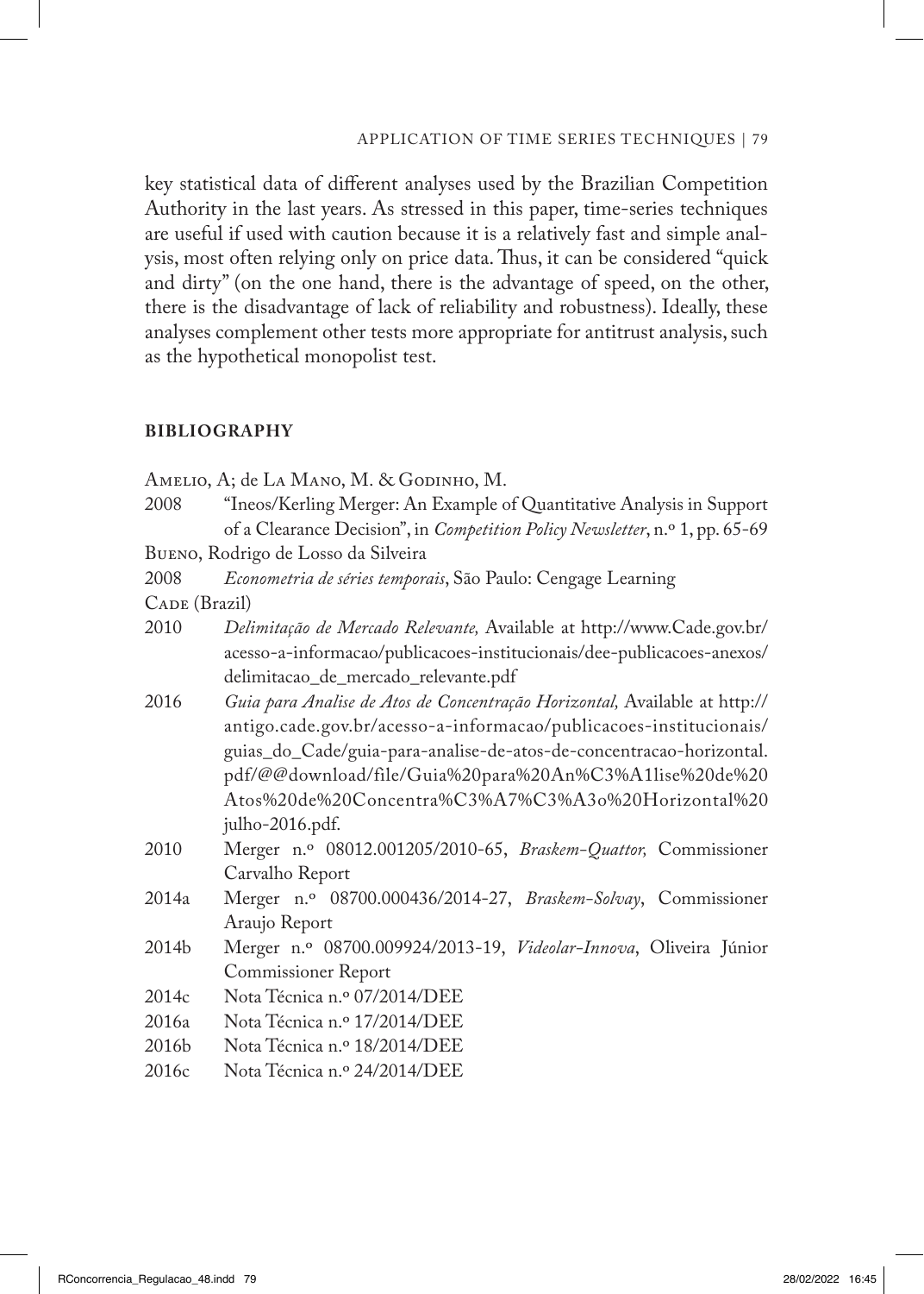key statistical data of different analyses used by the Brazilian Competition Authority in the last years. As stressed in this paper, time-series techniques are useful if used with caution because it is a relatively fast and simple analysis, most often relying only on price data. Thus, it can be considered "quick and dirty" (on the one hand, there is the advantage of speed, on the other, there is the disadvantage of lack of reliability and robustness). Ideally, these analyses complement other tests more appropriate for antitrust analysis, such as the hypothetical monopolist test.

## BIBLIOGRAPHY

Amelio, A; de La Mano, M. & Godinho, M.

2008 "Ineos/Kerling Merger: An Example of Quantitative Analysis in Support of a Clearance Decision", in *Competition Policy Newsletter*, n.º 1, pp. 65-69

Bueno, Rodrigo de Losso da Silveira

2008 *Econometria de séries temporais*, São Paulo: Cengage Learning

Cade (Brazil)

2010 *Delimitação de Mercado Relevante,* Available at http://www.Cade.gov.br/acesso-a-informacao/publicacoes-institucionais/dee-publicacoes-anexos/delimitacao_de_mercado_relevante.pdf

2016 *Guia para Analise de Atos de Concentração Horizontal,* Available at http://antigo.cade.gov.br/acesso-a-informacao/publicacoes-institucionais/guias_do_Cade/guia-para-analise-de-atos-de-concentracao-horizontal.pdf/@@download/file/Guia%20para%20An%C3%A1lise%20de%20Atos%20de%20Concentra%C3%A7%C3%A3o%20Horizontal%20julho-2016.pdf.

2010 Merger n.º 08012.001205/2010-65, *Braskem-Quattor,* Commissioner Carvalho Report

2014a Merger n.º 08700.000436/2014-27, *Braskem-Solvay*, Commissioner Araujo Report

2014b Merger n.º 08700.009924/2013-19, *Videolar-Innova*, Oliveira Júnior Commissioner Report

2014c Nota Técnica n.º 07/2014/DEE

2016a Nota Técnica n.º 17/2014/DEE

2016b Nota Técnica n.º 18/2014/DEE

2016c Nota Técnica n.º 24/2014/DEE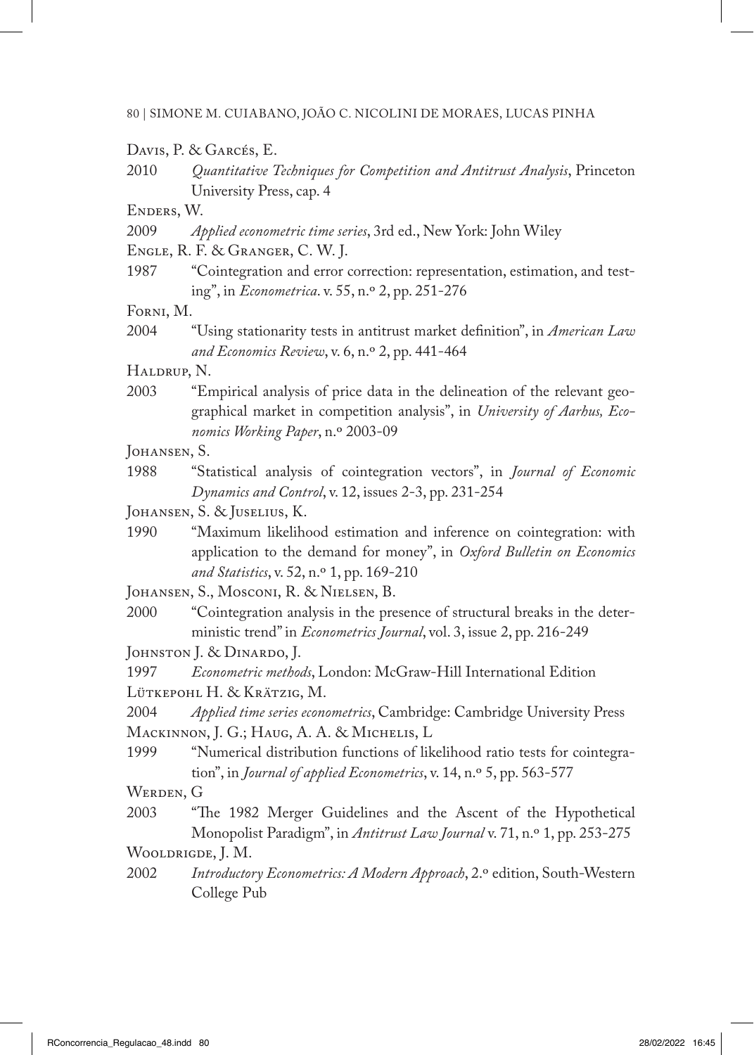Davis, P. & Garcés, E.

2010 *Quantitative Techniques for Competition and Antitrust Analysis*, Princeton University Press, cap. 4

Enders, W.

2009 *Applied econometric time series*, 3rd ed., New York: John Wiley

Engle, R. F. & Granger, C. W. J.

1987 "Cointegration and error correction: representation, estimation, and testing", in *Econometrica*. v. 55, n.º 2, pp. 251-276

Forni, M.

2004 "Using stationarity tests in antitrust market definition", in *American Law and Economics Review*, v. 6, n.º 2, pp. 441-464

Haldrup, N.

2003 "Empirical analysis of price data in the delineation of the relevant geographical market in competition analysis", in *University of Aarhus, Economics Working Paper*, n.º 2003-09

Johansen, S.

1988 "Statistical analysis of cointegration vectors", in *Journal of Economic Dynamics and Control*, v. 12, issues 2-3, pp. 231-254

Johansen, S. & Juselius, K.

1990 "Maximum likelihood estimation and inference on cointegration: with application to the demand for money", in *Oxford Bulletin on Economics and Statistics*, v. 52, n.º 1, pp. 169-210

Johansen, S., Mosconi, R. & Nielsen, B.

2000 "Cointegration analysis in the presence of structural breaks in the deterministic trend" in *Econometrics Journal*, vol. 3, issue 2, pp. 216-249

Johnston J. & Dinardo, J.

1997 *Econometric methods*, London: McGraw-Hill International Edition

Lütkepohl H. & Krätzig, M.

2004 *Applied time series econometrics*, Cambridge: Cambridge University Press

Mackinnon, J. G.; Haug, A. A. & Michelis, L

1999 "Numerical distribution functions of likelihood ratio tests for cointegration", in *Journal of applied Econometrics*, v. 14, n.º 5, pp. 563-577

Werden, G

2003 "The 1982 Merger Guidelines and the Ascent of the Hypothetical Monopolist Paradigm", in *Antitrust Law Journal* v. 71, n.º 1, pp. 253-275

Wooldrigde, J. M.

2002 *Introductory Econometrics: A Modern Approach*, 2.º edition, South-Western College Pub